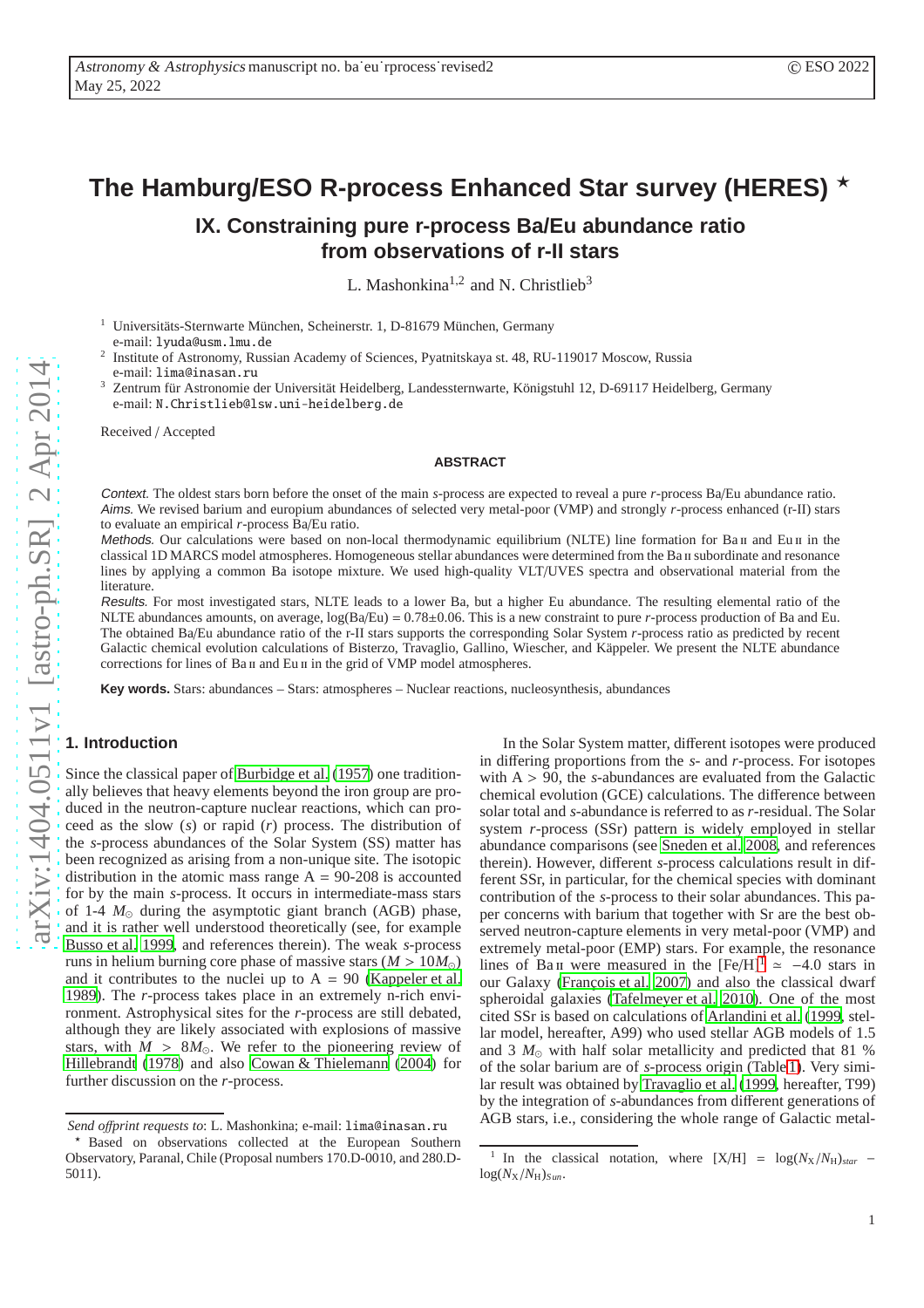# The Hamburg/ESO R-process Enhanced Star survey (HERES) ⋆

## IX. Constraining pure r-process Ba/Eu abundance ratio from observations of r-II stars

L. Mashonkina[1,2] and N. Christlieb[3]

[1] Universitäts-Sternwarte München, Scheinerstr. 1, D-81679 München, Germany
e-mail: lyuda@usm.lmu.de

[2] Institute of Astronomy, Russian Academy of Sciences, Pyatnitskaya st. 48, RU-119017 Moscow, Russia
e-mail: lima@inasan.ru

[3] Zentrum für Astronomie der Universität Heidelberg, Landessternwarte, Königstuhl 12, D-69117 Heidelberg, Germany
e-mail: N.Christlieb@lsw.uni-heidelberg.de

Received / Accepted

### ABSTRACT

*Context.* The oldest stars born before the onset of the main *s*-process are expected to reveal a pure *r*-process Ba/Eu abundance ratio.

*Aims.* We revised barium and europium abundances of selected very metal-poor (VMP) and strongly *r*-process enhanced (r-II) stars to evaluate an empirical *r*-process Ba/Eu ratio.

*Methods.* Our calculations were based on non-local thermodynamic equilibrium (NLTE) line formation for Ba II and Eu II in the classical 1D MARCS model atmospheres. Homogeneous stellar abundances were determined from the Ba II subordinate and resonance lines by applying a common Ba isotope mixture. We used high-quality VLT/UVES spectra and observational material from the literature.

*Results.* For most investigated stars, NLTE leads to a lower Ba, but a higher Eu abundance. The resulting elemental ratio of Ba and Eu in the NLTE abundances amounts, on average, log(Ba/Eu) = 0.78±0.06. This is a new constraint to pure *r*-process production of Ba and Eu. The obtained Ba/Eu abundance ratio of the r-II stars supports the corresponding Solar System *r*-process ratio as predicted by recent Galactic chemical evolution calculations of Bisterzo, Travaglio, Gallino, Wiescher, and Käppeler. We present the NLTE abundance corrections for lines of Ba II and Eu II in the grid of VMP model atmospheres.

**Key words.** Stars: abundances – Stars: atmospheres – Nuclear reactions, nucleosynthesis, abundances

## 1. Introduction

Since the classical paper of Burbidge et al. (1957) one traditionally believes that heavy elements beyond the iron group are produced in the neutron-capture nuclear reactions, which can proceed as the slow (*s*) or rapid (*r*) process. The distribution of the *s*-process abundances of the Solar System (SS) matter has been recognized as arising from a non-unique site. The isotopic distribution in the atomic mass range A = 90-208 is accounted for by the main *s*-process. It occurs in intermediate-mass stars of 1-4 $M_\odot$ during the asymptotic giant branch (AGB) phase, and it is rather well understood theoretically (see, for example Busso et al. 1999, and references therein). The weak *s*-process runs in helium burning core phase of massive stars ($M > 10M_\odot$) and it contributes to the nuclei up to A = 90 (Kappeler et al. 1989). The *r*-process takes place in an extremely n-rich environment. Astrophysical sites for the *r*-process are still debated, although they are likely associated with explosions of massive stars, with $M > 8M_\odot$. We refer to the pioneering review of Hillebrandt (1978) and also Cowan & Thielemann (2004) for further discussion on the *r*-process.

In the Solar System matter, different isotopes were produced in differing proportions from the *s*- and *r*-process. For isotopes with A > 90, the *s*-abundances are evaluated from the Galactic chemical evolution (GCE) calculations. The difference between solar total and *s*-abundance is referred to as *r*-residual. The Solar system *r*-process (SSr) pattern is widely employed in stellar abundance comparisons (see Sneden et al. 2008, and references therein). However, different *s*-process calculations result in different SSr, in particular, for the chemical species with dominant contribution of the *s*-process to their solar abundances. This paper concerns with barium that together with Sr are the best observed neutron-capture elements in very metal-poor (VMP) and extremely metal-poor (EMP) stars. For example, the resonance lines of Ba II were measured in the [Fe/H][1] ≃ −4.0 stars in our Galaxy (François et al. 2007) and also the classical dwarf spheroidal galaxies (Tafelmeyer et al. 2010). One of the most cited SSr is based on calculations of Arlandini et al. (1999, stellar model, hereafter, A99) who used stellar AGB models of 1.5 and 3 $M_\odot$ with half solar metallicity and predicted that 81 % of the solar barium are of *s*-process origin (Table 1). Very similar result was obtained by Travaglio et al. (1999, hereafter, T99) by the integration of *s*-abundances from different generations of AGB stars, i.e., considering the whole range of Galactic metal-

---

*Send offprint requests to*: L. Mashonkina; e-mail: lima@inasan.ru

⋆ Based on observations collected at the European Southern Observatory, Paranal, Chile (Proposal numbers 170.D-0010, and 280.D-5011).

[1] In the classical notation, where [X/H] = $\log(N_X/N_H)_{star} - \log(N_X/N_H)_{Sun}$.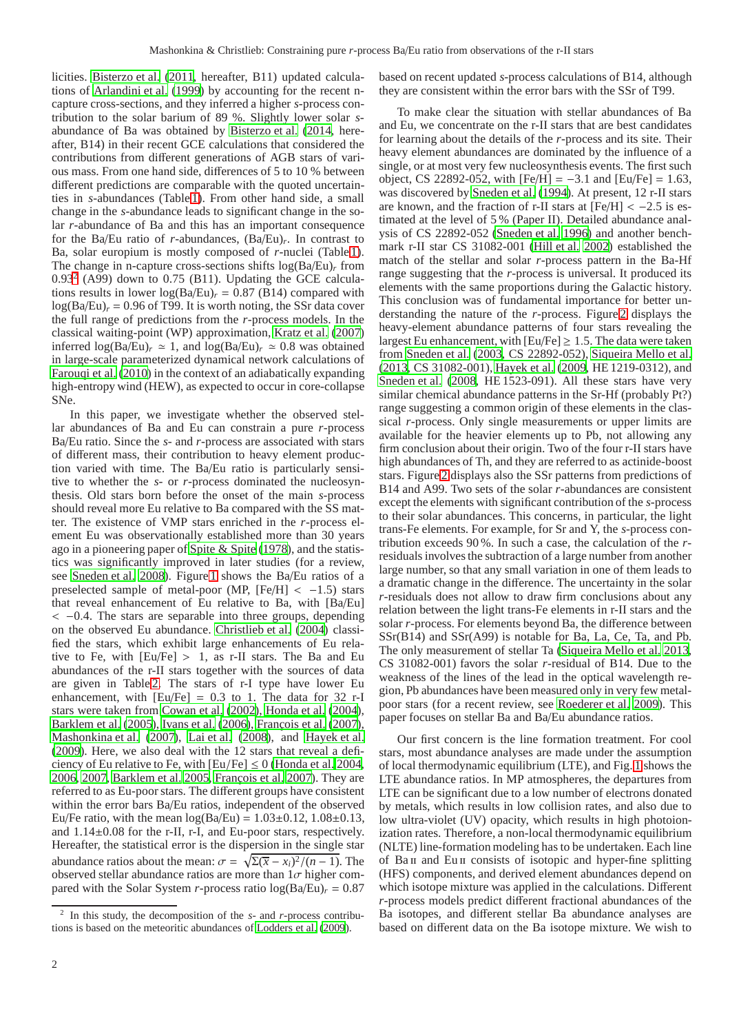licities. Bisterzo et al. (2011, hereafter, B11) updated calculations of Arlandini et al. (1999) by accounting for the recent n-capture cross-sections, and they inferred a higher *s*-process contribution to the solar barium of 89 %. Slightly lower solar *s*-abundance of Ba was obtained by Bisterzo et al. (2014, hereafter, B14) in their recent GCE calculations that considered the contributions from different generations of AGB stars of various mass. From one hand side, differences of 5 to 10 % between different predictions are comparable with the quoted uncertainties in *s*-abundances (Table 1). From other hand side, a small change in the *s*-abundance leads to significant change in the solar *r*-abundance of Ba and this has an important consequence for the Ba/Eu ratio of *r*-abundances, $(Ba/Eu)_r$. In contrast to Ba, solar europium is mostly composed of *r*-nuclei (Table 1). The change in n-capture cross-sections shifts $\log(Ba/Eu)_r$ from 0.93[2] (A99) down to 0.75 (B11). Updating the GCE calculations results in lower $\log(Ba/Eu)_r$ = 0.87 (B14) compared with $\log(Ba/Eu)_r$ = 0.96 of T99. It is worth noting, the SSr data cover the full range of predictions from the *r*-process models. In the classical waiting-point (WP) approximation, Kratz et al. (2007) inferred $\log(Ba/Eu)_r \simeq 1$, and $\log(Ba/Eu)_r \simeq 0.8$ was obtained in large-scale parameterized dynamical network calculations of Farouqi et al. (2010) in the context of an adiabatically expanding high-entropy wind (HEW), as expected to occur in core-collapse SNe.

In this paper, we investigate whether the observed stellar abundances of Ba and Eu can constrain a pure *r*-process Ba/Eu ratio. Since the *s*- and *r*-process are associated with stars of different mass, their contribution to heavy element production varied with time. The Ba/Eu ratio is particularly sensitive to whether the *s*- or *r*-process dominated the nucleosynthesis. Old stars born before the onset of the main *s*-process should reveal more Eu relative to Ba compared with the SS matter. The existence of VMP stars enriched in the *r*-process element Eu was observationally established more than 30 years ago in a pioneering paper of Spite & Spite (1978), and the statistics was significantly improved in later studies (for a review, see Sneden et al. 2008). Figure 1 shows the Ba/Eu ratios of a preselected sample of metal-poor (MP, [Fe/H] $< -1.5$) stars that reveal enhancement of Eu relative to Ba, with [Ba/Eu] $< -0.4$. The stars are separable into three groups, depending on the observed Eu abundance. Christlieb et al. (2004) classified the stars, which exhibit large enhancements of Eu relative to Fe, with [Eu/Fe] $> 1$, as r-II stars. The Ba and Eu abundances of the r-II stars together with the sources of data are given in Table 2. The stars of r-I type have lower Eu enhancement, with [Eu/Fe] = 0.3 to 1. The data for 32 r-I stars were taken from Cowan et al. (2002), Honda et al. (2004), Barklem et al. (2005), Ivans et al. (2006), François et al. (2007), Mashonkina et al. (2007), Lai et al. (2008), and Hayek et al. (2009). Here, we also deal with the 12 stars that reveal a deficiency of Eu relative to Fe, with [Eu/Fe] $\le 0$ (Honda et al. 2004, 2006, 2007, Barklem et al. 2005, François et al. 2007). They are referred to as Eu-poor stars. The different groups have consistent within the error bars Ba/Eu ratios, independent of the observed Eu/Fe ratio, with the mean $\log(Ba/Eu) = 1.03\pm0.12$, $1.08\pm0.13$, and $1.14\pm0.08$ for the r-II, r-I, and Eu-poor stars, respectively. Hereafter, the statistical error is the dispersion in the single star abundance ratios about the mean: $\sigma = \sqrt{\Sigma(\overline{x} - x_i)^2/(n-1)}$. The observed stellar abundance ratios are more than $1\sigma$ higher compared with the Solar System *r*-process ratio $\log(Ba/Eu)_r$ = 0.87 based on recent updated *s*-process calculations of B14, although they are consistent within the error bars with the SSr of T99.

To make clear the situation with stellar abundances of Ba and Eu, we concentrate on the r-II stars that are best candidates for learning about the details of the *r*-process and its site. Their heavy element abundances are dominated by the influence of a single, or at most very few nucleosynthesis events. The first such object, CS 22892-052, with [Fe/H] = −3.1 and [Eu/Fe] = 1.63, was discovered by Sneden et al. (1994). At present, 12 r-II stars are known, and the fraction of r-II stars at [Fe/H] $< -2.5$ is estimated at the level of 5 % (Paper II). Detailed abundance analysis of CS 22892-052 (Sneden et al. 1996) and another benchmark r-II star CS 31082-001 (Hill et al. 2002) established the match of the stellar and solar *r*-process pattern in the Ba-Hf range suggesting that the *r*-process is universal. It produced its elements with the same proportions during the Galactic history. This conclusion was of fundamental importance for better understanding the nature of the *r*-process. Figure 2 displays the heavy-element abundance patterns of four stars revealing the largest Eu enhancement, with [Eu/Fe] $\ge 1.5$. The data were taken from Sneden et al. (2003, CS 22892-052), Siqueira Mello et al. (2013, CS 31082-001), Hayek et al. (2009, HE 1219-0312), and Sneden et al. (2008, HE 1523-091). All these stars have very similar chemical abundance patterns in the Sr-Hf (probably Pt?) range suggesting a common origin of these elements in the classical *r*-process. Only single measurements or upper limits are available for the heavier elements up to Pb, not allowing any firm conclusion about their origin. Two of the four r-II stars have high abundances of Th, and they are referred to as actinide-boost stars. Figure 2 displays also the SSr patterns from predictions of B14 and A99. Two sets of the solar *r*-abundances are consistent except the elements with significant contribution of the *s*-process to their solar abundances. This concerns, in particular, the light trans-Fe elements. For example, for Sr and Y, the *s*-process contribution exceeds 90 %. In such a case, the calculation of the *r*-residuals involves the subtraction of a large number from another large number, so that any small variation in one of them leads to a dramatic change in the difference. The uncertainty in the solar *r*-residuals does not allow to draw firm conclusions about any relation between the light trans-Fe elements in r-II stars and the solar *r*-process. For elements beyond Ba, the difference between SSr(B14) and SSr(A99) is notable for Ba, La, Ce, Ta, and Pb. The only measurement of stellar Ta (Siqueira Mello et al. 2013, CS 31082-001) favors the solar *r*-residual of B14. Due to the weakness of the lines of the lead in the optical wavelength region, Pb abundances have been measured only in very few metal-poor stars (for a recent review, see Roederer et al. 2009). This paper focuses on stellar Ba and Ba/Eu abundance ratios.

Our first concern is the line formation treatment. For cool stars, most abundance analyses are made under the assumption of local thermodynamic equilibrium (LTE), and Fig. 1 shows the LTE abundance ratios. In MP atmospheres, the departures from LTE can be significant due to a low number of electrons donated by metals, which results in low collision rates, and also due to low ultra-violet (UV) opacity, which results in high photoionization rates. Therefore, a non-local thermodynamic equilibrium (NLTE) line-formation modeling has to be undertaken. Each line of Ba II and Eu II consists of isotopic and hyper-fine splitting (HFS) components, and derived element abundances depend on which isotope mixture was applied in the calculations. Different *r*-process models predict different fractional abundances of the Ba isotopes, and different stellar Ba abundance analyses are based on different data on the Ba isotope mixture. We wish to

[2] In this study, the decomposition of the *s*- and *r*-process contributions is based on the meteoritic abundances of Lodders et al. (2009).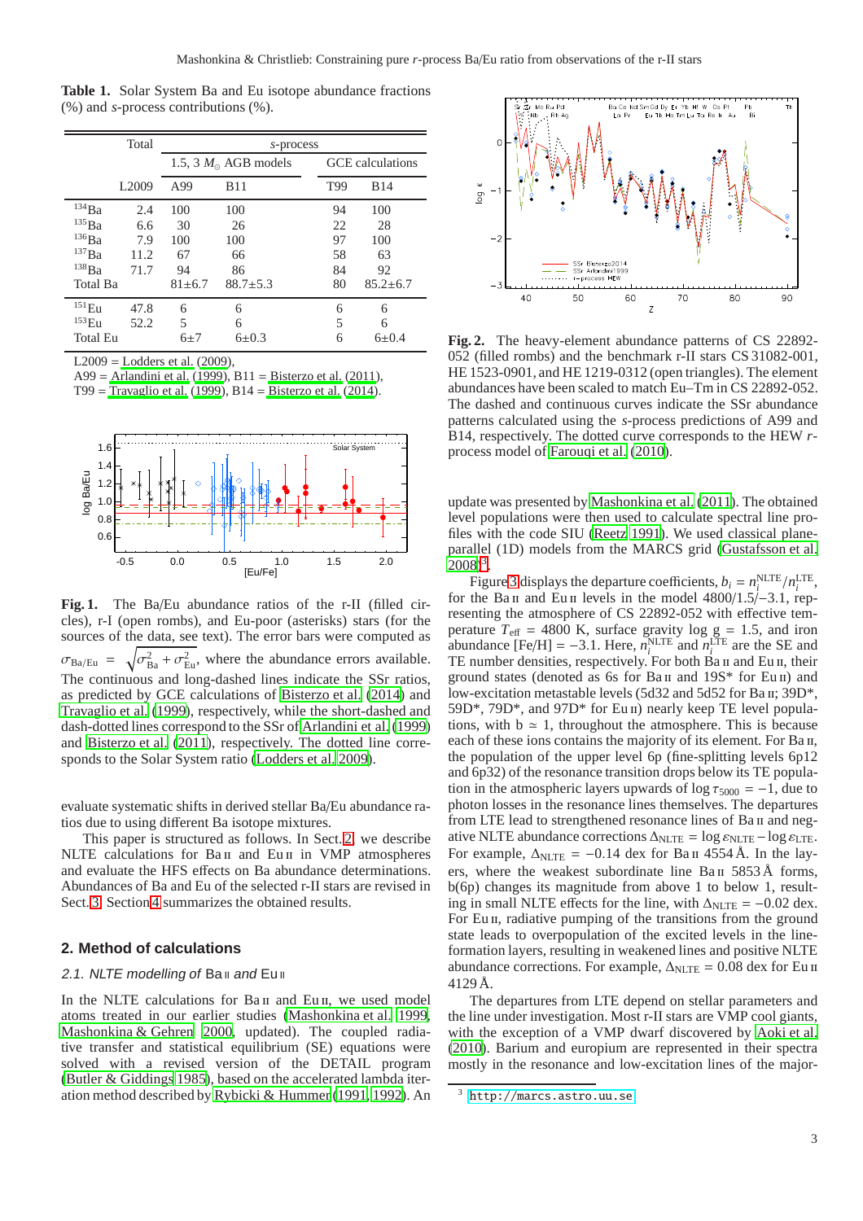**Table 1.** Solar System Ba and Eu isotope abundance fractions (%) and *s*-process contributions (%).

| | Total | *s*-process | | | |
|---|---|---|---|---|---|
| | | 1.5, 3 $M_\odot$ AGB models | | GCE calculations | |
| | L2009 | A99 | B11 | T99 | B14 |
| $^{134}$Ba | 2.4 | 100 | 100 | 94 | 100 |
| $^{135}$Ba | 6.6 | 30 | 26 | 22 | 28 |
| $^{136}$Ba | 7.9 | 100 | 100 | 97 | 100 |
| $^{137}$Ba | 11.2 | 67 | 66 | 58 | 63 |
| $^{138}$Ba | 71.7 | 94 | 86 | 84 | 92 |
| Total Ba | | 81±6.7 | 88.7±5.3 | 80 | 85.2±6.7 |
| $^{151}$Eu | 47.8 | 6 | 6 | 6 | 6 |
| $^{153}$Eu | 52.2 | 5 | 6 | 5 | 6 |
| Total Eu | | 6±7 | 6±0.3 | 6 | 6±0.4 |

L2009 = Lodders et al. (2009),
A99 = Arlandini et al. (1999), B11 = Bisterzo et al. (2011),
T99 = Travaglio et al. (1999), B14 = Bisterzo et al. (2014).

**Fig. 1.** The Ba/Eu abundance ratios of the r-II (filled circles), r-I (open rombs), and Eu-poor (asterisks) stars (for the sources of the data, see text). The error bars were computed as $\sigma_{\rm Ba/Eu} = \sqrt{\sigma^2_{\rm Ba} + \sigma^2_{\rm Eu}}$, where the abundance errors available. The continuous and long-dashed lines indicate the SSr ratios, as predicted by GCE calculations of Bisterzo et al. (2014) and Travaglio et al. (1999), respectively, while the short-dashed and dash-dotted lines correspond to the SSr of Arlandini et al. (1999) and Bisterzo et al. (2011), respectively. The dotted line corresponds to the Solar System ratio (Lodders et al. 2009).

evaluate systematic shifts in derived stellar Ba/Eu abundance ratios due to using different Ba isotope mixtures.

This paper is structured as follows. In Sect. 2, we describe NLTE calculations for Ba II and Eu II in VMP atmospheres and evaluate the HFS effects on Ba abundance determinations. Abundances of Ba and Eu of the selected r-II stars are revised in Sect. 3. Section 4 summarizes the obtained results.

## 2. Method of calculations

### 2.1. NLTE modelling of Ba II and Eu II

In the NLTE calculations for Ba II and Eu II, we used model atoms treated in our earlier studies (Mashonkina et al. 1999, Mashonkina & Gehren 2000, updated). The coupled radiative transfer and statistical equilibrium (SE) equations were solved with a revised version of the DETAIL program (Butler & Giddings 1985), based on the accelerated lambda iteration method described by Rybicki & Hummer (1991, 1992). An update was presented by Mashonkina et al. (2011). The obtained level populations were then used to calculate spectral line profiles with the code SIU (Reetz 1991). We used classical plane-parallel (1D) models from the MARCS grid (Gustafsson et al. 2008)[3].

**Fig. 2.** The heavy-element abundance patterns of CS 22892-052 (filled rombs) and the benchmark r-II stars CS 31082-001, HE 1523-0901, and HE 1219-0312 (open triangles). The element abundances have been scaled to match Eu–Tm in CS 22892-052. The dashed and continuous curves indicate the SSr abundance patterns calculated using the *s*-process predictions of A99 and B14, respectively. The dotted curve corresponds to the HEW *r*-process model of Farouqi et al. (2010).

Figure 3 displays the departure coefficients, $b_i = n_i^{\rm NLTE}/n_i^{\rm LTE}$, for the Ba II and Eu II levels in the model 4800/1.5/−3.1, representing the atmosphere of CS 22892-052 with effective temperature $T_{\rm eff}$ = 4800 K, surface gravity log g = 1.5, and iron abundance [Fe/H] = −3.1. Here, $n_i^{\rm NLTE}$ and $n_i^{\rm LTE}$ are the SE and TE number densities, respectively. For both Ba II and Eu II, their ground states (denoted as 6s for Ba II and 19S* for Eu II) and low-excitation metastable levels (5d32 and 5d52 for Ba II; 39D*, 59D*, 79D*, and 97D* for Eu II) nearly keep TE level populations, with b ≃ 1, throughout the atmosphere. This is because each of these ions contains the majority of its element. For Ba II, the population of the upper level 6p (fine-splitting levels 6p12 and 6p32) of the resonance transition drops below its TE population in the atmospheric layers upwards of log $\tau_{5000}$ = −1, due to photon losses in the resonance lines themselves. The departures from LTE lead to strengthened resonance lines of Ba II and negative NLTE abundance corrections $\Delta_{\rm NLTE} = \log\varepsilon_{\rm NLTE} - \log\varepsilon_{\rm LTE}$. For example, $\Delta_{\rm NLTE}$ = −0.14 dex for Ba II 4554 Å. In the layers, where the weakest subordinate line Ba II 5853 Å forms, b(6p) changes its magnitude from above 1 to below 1, resulting in small NLTE effects for the line, with $\Delta_{\rm NLTE}$ = −0.02 dex. For Eu II, radiative pumping of the transitions from the ground state leads to overpopulation of the excited levels in the line-formation layers, resulting in weakened lines and positive NLTE abundance corrections. For example, $\Delta_{\rm NLTE}$ = 0.08 dex for Eu II 4129 Å.

The departures from LTE depend on stellar parameters and the line under investigation. Most r-II stars are VMP cool giants, with the exception of a VMP dwarf discovered by Aoki et al. (2010). Barium and europium are represented in their spectra mostly in the resonance and low-excitation lines of the major-

[3] http://marcs.astro.uu.se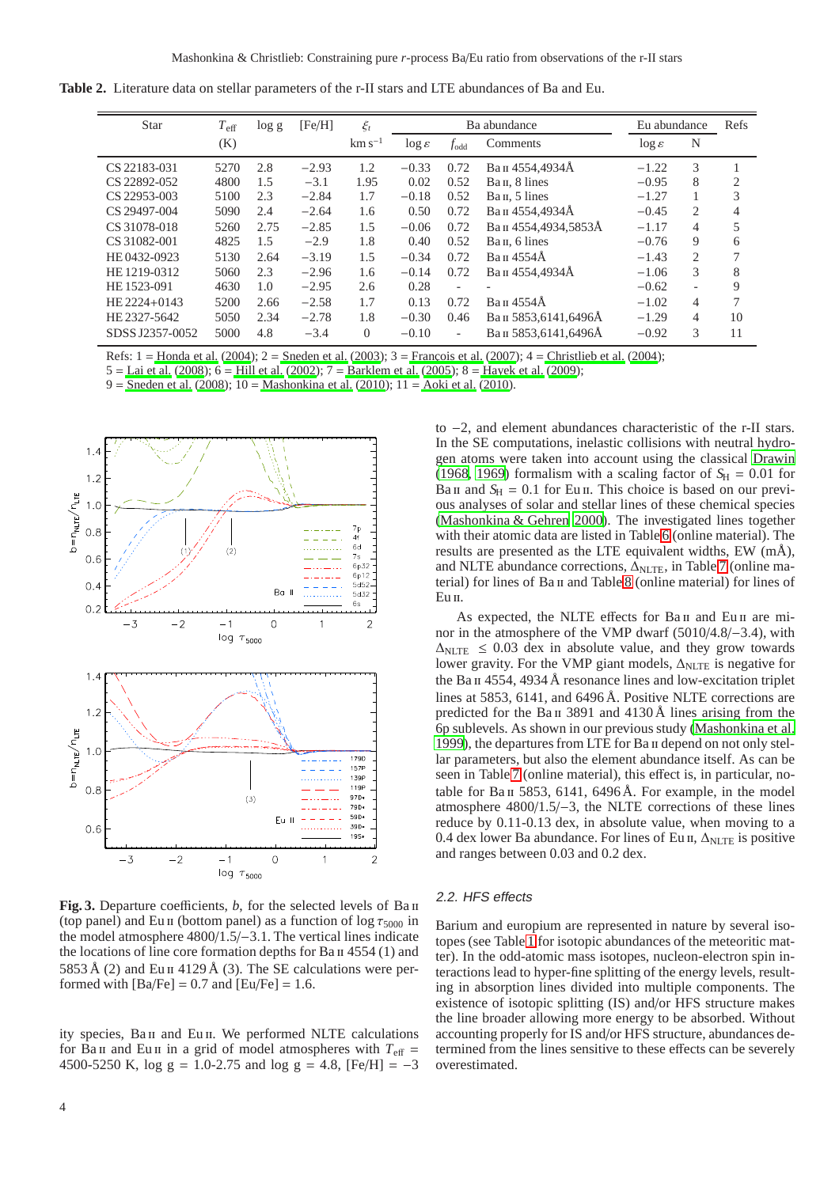**Table 2.** Literature data on stellar parameters of the r-II stars and LTE abundances of Ba and Eu.

| Star | $T_{\rm eff}$ | log g | [Fe/H] | $\xi_t$ | Ba abundance | | | Eu abundance | | Refs |
|---|---|---|---|---|---|---|---|---|---|---|
| | (K) | | | km s$^{-1}$ | log $\varepsilon$ | $f_{\rm odd}$ | Comments | log $\varepsilon$ | N | |
| CS 22183-031 | 5270 | 2.8 | −2.93 | 1.2 | −0.33 | 0.72 | Ba II 4554,4934Å | −1.22 | 3 | 1 |
| CS 22892-052 | 4800 | 1.5 | −3.1 | 1.95 | 0.02 | 0.52 | Ba II, 8 lines | −0.95 | 8 | 2 |
| CS 22953-003 | 5100 | 2.3 | −2.84 | 1.7 | −0.18 | 0.52 | Ba II, 5 lines | −1.27 | 1 | 3 |
| CS 29497-004 | 5090 | 2.4 | −2.64 | 1.6 | 0.50 | 0.72 | Ba II 4554,4934Å | −0.45 | 2 | 4 |
| CS 31078-018 | 5260 | 2.75 | −2.85 | 1.5 | −0.06 | 0.72 | Ba II 4554,4934,5853Å | −1.17 | 4 | 5 |
| CS 31082-001 | 4825 | 1.5 | −2.9 | 1.8 | 0.40 | 0.52 | Ba II, 6 lines | −0.76 | 9 | 6 |
| HE 0432-0923 | 5130 | 2.64 | −3.19 | 1.5 | −0.34 | 0.72 | Ba II 4554Å | −1.43 | 2 | 7 |
| HE 1219-0312 | 5060 | 2.3 | −2.96 | 1.6 | −0.14 | 0.72 | Ba II 4554,4934Å | −1.06 | 3 | 8 |
| HE 1523-091 | 4630 | 1.0 | −2.95 | 2.6 | 0.28 | - | - | −0.62 | - | 9 |
| HE 2224+0143 | 5200 | 2.66 | −2.58 | 1.7 | 0.13 | 0.72 | Ba II 4554Å | −1.02 | 4 | 7 |
| HE 2327-5642 | 5050 | 2.34 | −2.78 | 1.8 | −0.30 | 0.46 | Ba II 5853,6141,6496Å | −1.29 | 4 | 10 |
| SDSS J2357-0052 | 5000 | 4.8 | −3.4 | 0 | −0.10 | - | Ba II 5853,6141,6496Å | −0.92 | 3 | 11 |

Refs: 1 = Honda et al. (2004); 2 = Sneden et al. (2003); 3 = François et al. (2007); 4 = Christlieb et al. (2004); 5 = Lai et al. (2008); 6 = Hill et al. (2002); 7 = Barklem et al. (2005); 8 = Hayek et al. (2009); 9 = Sneden et al. (2008); 10 = Mashonkina et al. (2010); 11 = Aoki et al. (2010).

**Fig. 3.** Departure coefficients, $b$, for the selected levels of Ba II (top panel) and Eu II (bottom panel) as a function of log $\tau_{5000}$ in the model atmosphere 4800/1.5/−3.1. The vertical lines indicate the locations of line core formation depths for Ba II 4554 (1) and 5853 Å (2) and Eu II 4129 Å (3). The SE calculations were performed with [Ba/Fe] = 0.7 and [Eu/Fe] = 1.6.

ity species, Ba II and Eu II. We performed NLTE calculations for Ba II and Eu II in a grid of model atmospheres with $T_{\rm eff}$ = 4500-5250 K, log g = 1.0-2.75 and log g = 4.8, [Fe/H] = −3 to −2, and element abundances characteristic of the r-II stars. In the SE computations, inelastic collisions with neutral hydrogen atoms were taken into account using the classical Drawin (1968, 1969) formalism with a scaling factor of $S_{\rm H}$ = 0.01 for Ba II and $S_{\rm H}$ = 0.1 for Eu II. This choice is based on our previous analyses of solar and stellar lines of these chemical species (Mashonkina & Gehren 2000). The investigated lines together with their atomic data are listed in Table 6 (online material). The results are presented as the LTE equivalent widths, EW (mÅ), and NLTE abundance corrections, $\Delta_{\rm NLTE}$, in Table 7 (online material) for lines of Ba II and Table 8 (online material) for lines of Eu II.

As expected, the NLTE effects for Ba II and Eu II are minor in the atmosphere of the VMP dwarf (5010/4.8/−3.4), with $\Delta_{\rm NLTE}$ $\leq$ 0.03 dex in absolute value, and they grow towards lower gravity. For the VMP giant models, $\Delta_{\rm NLTE}$ is negative for the Ba II 4554, 4934 Å resonance lines and low-excitation triplet lines at 5853, 6141, and 6496 Å. Positive NLTE corrections are predicted for the Ba II 3891 and 4130 Å lines arising from the 6p sublevels. As shown in our previous study (Mashonkina et al. 1999), the departures from LTE for Ba II depend on not only stellar parameters, but also the element abundance itself. As can be seen in Table 7 (online material), this effect is, in particular, notable for Ba II 5853, 6141, 6496 Å. For example, in the model atmosphere 4800/1.5/−3, the NLTE corrections of these lines reduce by 0.11-0.13 dex, in absolute value, when moving to a 0.4 dex lower Ba abundance. For lines of Eu II, $\Delta_{\rm NLTE}$ is positive and ranges between 0.03 and 0.2 dex.

### 2.2. HFS effects

Barium and europium are represented in nature by several isotopes (see Table 1 for isotopic abundances of the meteoritic matter). In the odd-atomic mass isotopes, nucleon-electron spin interactions lead to hyper-fine splitting of the energy levels, resulting in absorption lines divided into multiple components. The existence of isotopic splitting (IS) and/or HFS structure makes the line broader allowing more energy to be absorbed. Without accounting properly for IS and/or HFS structure, abundances determined from the lines sensitive to these effects can be severely overestimated.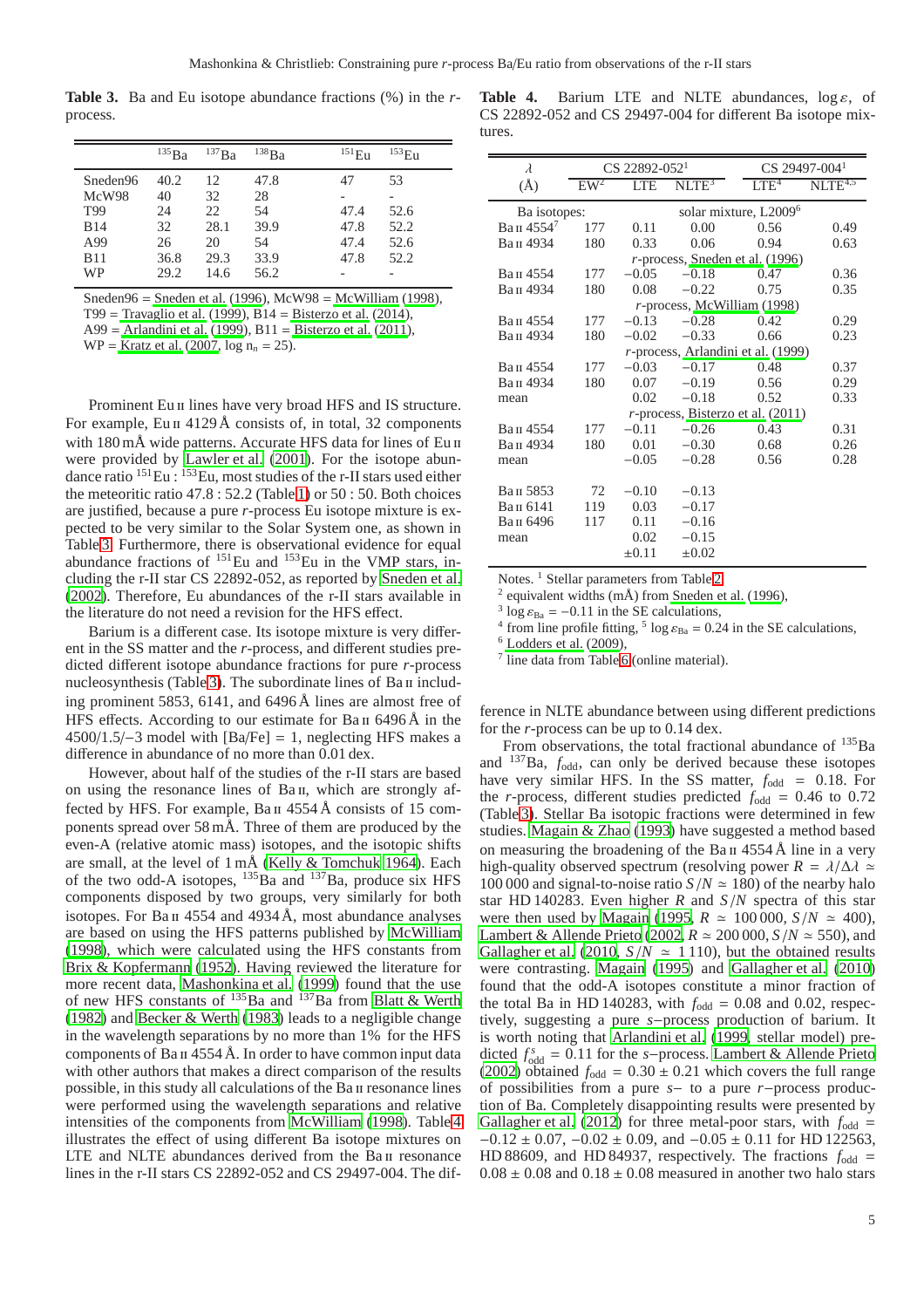**Table 3.** Ba and Eu isotope abundance fractions (%) in the *r*-process.

|  | $^{135}$Ba | $^{137}$Ba | $^{138}$Ba | $^{151}$Eu | $^{153}$Eu |
|---|---|---|---|---|---|
| Sneden96 | 40.2 | 12 | 47.8 | 47 | 53 |
| McW98 | 40 | 32 | 28 | - | - |
| T99 | 24 | 22 | 54 | 47.4 | 52.6 |
| B14 | 32 | 28.1 | 39.9 | 47.8 | 52.2 |
| A99 | 26 | 20 | 54 | 47.4 | 52.6 |
| B11 | 36.8 | 29.3 | 33.9 | 47.8 | 52.2 |
| WP | 29.2 | 14.6 | 56.2 | - | - |

Sneden96 = Sneden et al. (1996), McW98 = McWilliam (1998), T99 = Travaglio et al. (1999), B14 = Bisterzo et al. (2014), A99 = Arlandini et al. (1999), B11 = Bisterzo et al. (2011), WP = Kratz et al. (2007, $\log n_n = 25$).

Prominent Eu II lines have very broad HFS and IS structure. For example, Eu II 4129 Å consists of, in total, 32 components with 180 mÅ wide patterns. Accurate HFS data for lines of Eu II were provided by Lawler et al. (2001). For the isotope abundance ratio $^{151}$Eu : $^{153}$Eu, most studies of the r-II stars used either the meteoritic ratio 47.8 : 52.2 (Table 1) or 50 : 50. Both choices are justified, because a pure *r*-process Eu isotope mixture is expected to be very similar to the Solar System one, as shown in Table 3. Furthermore, there is observational evidence for equal abundance fractions of $^{151}$Eu and $^{153}$Eu in the VMP stars, including the r-II star CS 22892-052, as reported by Sneden et al. (2002). Therefore, Eu abundances of the r-II stars available in the literature do not need a revision for the HFS effect.

Barium is a different case. Its isotope mixture is very different in the SS matter and the *r*-process, and different studies predicted different isotope abundance fractions for pure *r*-process nucleosynthesis (Table 3). The subordinate lines of Ba II including prominent 5853, 6141, and 6496 Å lines are almost free of HFS effects. According to our estimate for Ba II 6496 Å in the 4500/1.5/−3 model with [Ba/Fe] = 1, neglecting HFS makes a difference in abundance of no more than 0.01 dex.

However, about half of the studies of the r-II stars are based on using the resonance lines of Ba II, which are strongly affected by HFS. For example, Ba II 4554 Å consists of 15 components spread over 58 mÅ. Three of them are produced by the even-A (relative atomic mass) isotopes, and the isotopic shifts are small, at the level of 1 mÅ (Kelly & Tomchuk 1964). Each of the two odd-A isotopes, $^{135}$Ba and $^{137}$Ba, produce six HFS components disposed by two groups, very similarly for both isotopes. For Ba II 4554 and 4934 Å, most abundance analyses are based on using the HFS patterns published by McWilliam (1998), which were calculated using the HFS constants from Brix & Kopfermann (1952). Having reviewed the literature for more recent data, Mashonkina et al. (1999) found that the use of new HFS constants of $^{135}$Ba and $^{137}$Ba from Blatt & Werth (1982) and Becker & Werth (1983) leads to a negligible change in the wavelength separations by no more than 1% for the HFS components of Ba II 4554 Å. In order to have common input data with other authors that makes a direct comparison of the results possible, in this study all calculations of the Ba II resonance lines were performed using the wavelength separations and relative intensities of the components from McWilliam (1998). Table 4 illustrates the effect of using different Ba isotope mixtures on LTE and NLTE abundances derived from the Ba II resonance lines in the r-II stars CS 22892-052 and CS 29497-004. The difference in NLTE abundance between using different predictions for the *r*-process can be up to 0.14 dex.

**Table 4.** Barium LTE and NLTE abundances, $\log\varepsilon$, of CS 22892-052 and CS 29497-004 for different Ba isotope mixtures.

| $\lambda$ (Å) | CS 22892-052[1] EW[2] | LTE | NLTE[3] | CS 29497-004[1] LTE[4] | NLTE[4,5] |
|---|---|---|---|---|---|
| Ba isotopes: | solar mixture, L2009[6] | | | | |
| Ba II 4554[7] | 177 | 0.11 | 0.00 | 0.56 | 0.49 |
| Ba II 4934 | 180 | 0.33 | 0.06 | 0.94 | 0.63 |
| | *r*-process, Sneden et al. (1996) | | | | |
| Ba II 4554 | 177 | −0.05 | −0.18 | 0.47 | 0.36 |
| Ba II 4934 | 180 | 0.08 | −0.22 | 0.75 | 0.35 |
| | *r*-process, McWilliam (1998) | | | | |
| Ba II 4554 | 177 | −0.13 | −0.28 | 0.42 | 0.29 |
| Ba II 4934 | 180 | −0.02 | −0.33 | 0.66 | 0.23 |
| | *r*-process, Arlandini et al. (1999) | | | | |
| Ba II 4554 | 177 | −0.03 | −0.17 | 0.48 | 0.37 |
| Ba II 4934 | 180 | 0.07 | −0.19 | 0.56 | 0.29 |
| mean | | 0.02 | −0.18 | 0.52 | 0.33 |
| | *r*-process, Bisterzo et al. (2011) | | | | |
| Ba II 4554 | 177 | −0.11 | −0.26 | 0.43 | 0.31 |
| Ba II 4934 | 180 | 0.01 | −0.30 | 0.68 | 0.26 |
| mean | | −0.05 | −0.28 | 0.56 | 0.28 |
| Ba II 5853 | 72 | −0.10 | −0.13 | | |
| Ba II 6141 | 119 | 0.03 | −0.17 | | |
| Ba II 6496 | 117 | 0.11 | −0.16 | | |
| mean | | 0.02 | −0.15 | | |
| | | ±0.11 | ±0.02 | | |

Notes. [1] Stellar parameters from Table 2, [2] equivalent widths (mÅ) from Sneden et al. (1996), [3] $\log\varepsilon_{\rm Ba} = -0.11$ in the SE calculations, [4] from line profile fitting, [5] $\log\varepsilon_{\rm Ba} = 0.24$ in the SE calculations, [6] Lodders et al. (2009), [7] line data from Table 6 (online material).

From observations, the total fractional abundance of $^{135}$Ba and $^{137}$Ba, $f_{\rm odd}$, can only be derived because these isotopes have very similar HFS. In the SS matter, $f_{\rm odd}$ = 0.18. For the *r*-process, different studies predicted $f_{\rm odd}$ = 0.46 to 0.72 (Table 3). Stellar Ba isotopic fractions were determined in few studies. Magain & Zhao (1993) have suggested a method based on measuring the broadening of the Ba II 4554 Å line in a very high-quality observed spectrum (resolving power $R = \lambda/\Delta\lambda \simeq$ 100 000 and signal-to-noise ratio $S/N \simeq 180$) of the nearby halo star HD 140283. Even higher $R$ and $S/N$ spectra of this star were then used by Magain (1995, $R \simeq 100\,000$, $S/N \simeq 400$), Lambert & Allende Prieto (2002, $R \simeq 200\,000$, $S/N \simeq 550$), and Gallagher et al. (2010, $S/N \simeq 1\,110$), but the obtained results were contrasting. Magain (1995) and Gallagher et al. (2010) found that the odd-A isotopes contribute a minor fraction of the total Ba in HD 140283, with $f_{\rm odd}$ = 0.08 and 0.02, respectively, suggesting a pure *s*−process production of barium. It is worth noting that Arlandini et al. (1999, stellar model) predicted $f^s_{\rm odd}$ = 0.11 for the *s*−process. Lambert & Allende Prieto (2002) obtained $f_{\rm odd}$ = 0.30 ± 0.21 which covers the full range of possibilities from a pure *s*− to a pure *r*−process production of Ba. Completely disappointing results were presented by Gallagher et al. (2012) for three metal-poor stars, with $f_{\rm odd}$ = −0.12 ± 0.07, −0.02 ± 0.09, and −0.05 ± 0.11 for HD 122563, HD 88609, and HD 84937, respectively. The fractions $f_{\rm odd}$ = 0.08 ± 0.08 and 0.18 ± 0.08 measured in another two halo stars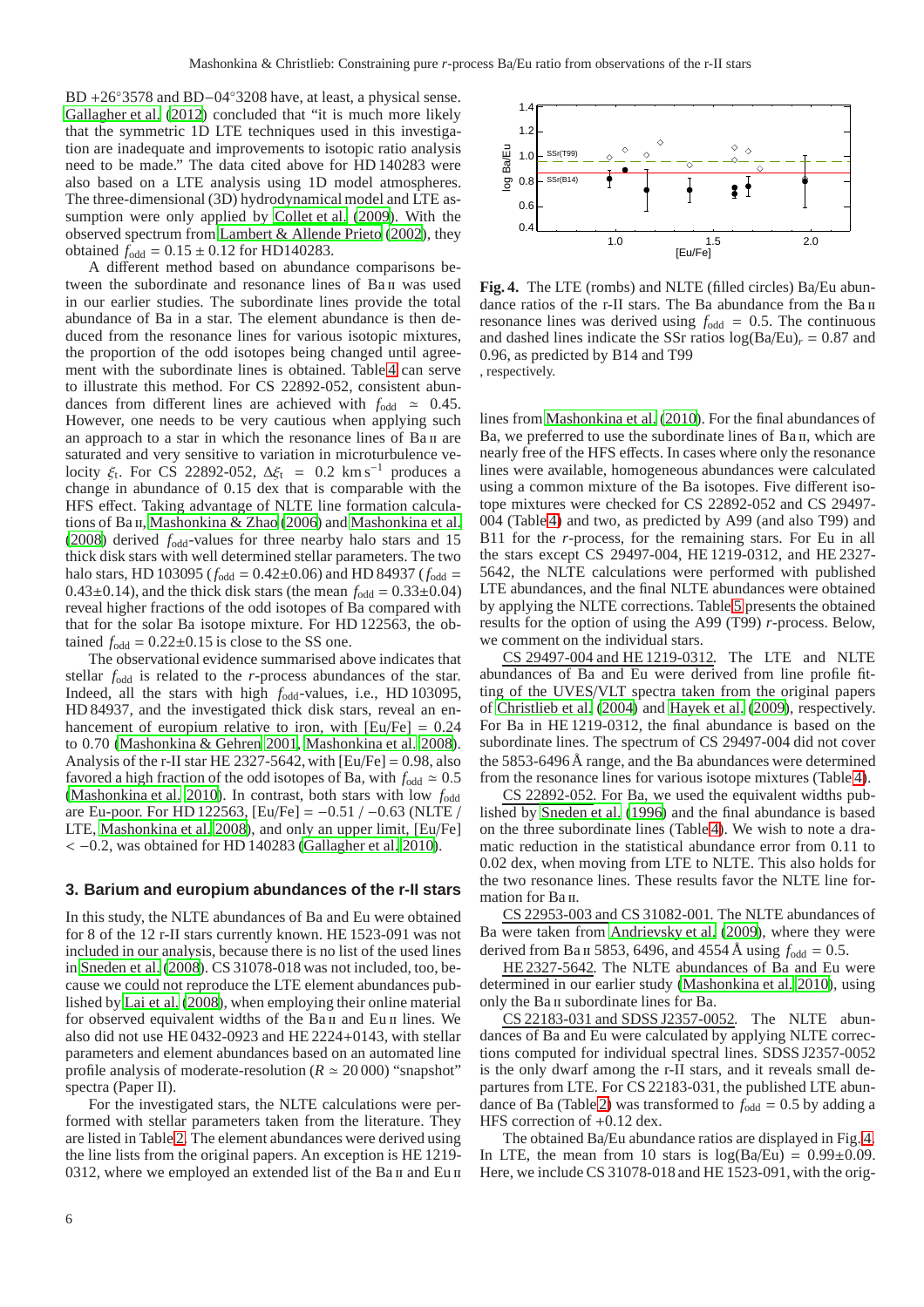BD +26°3578 and BD−04°3208 have, at least, a physical sense. Gallagher et al. (2012) concluded that "it is much more likely that the symmetric 1D LTE techniques used in this investigation are inadequate and improvements to isotopic ratio analysis need to be made." The data cited above for HD 140283 were also based on a LTE analysis using 1D model atmospheres. The three-dimensional (3D) hydrodynamical model and LTE assumption were only applied by Collet et al. (2009). With the observed spectrum from Lambert & Allende Prieto (2002), they obtained $f_{\rm odd} = 0.15 \pm 0.12$ for HD140283.

A different method based on abundance comparisons between the subordinate and resonance lines of Ba II was used in our earlier studies. The subordinate lines provide the total abundance of Ba in a star. The element abundance is then deduced from the resonance lines for various isotopic mixtures, the proportion of the odd isotopes being changed until agreement with the subordinate lines is obtained. Table 4 can serve to illustrate this method. For CS 22892-052, consistent abundances from different lines are achieved with $f_{\rm odd} \simeq 0.45$. However, one needs to be very cautious when applying such an approach to a star in which the resonance lines of Ba II are saturated and very sensitive to variation in microturbulence velocity $\xi_t$. For CS 22892-052, $\Delta\xi_t = 0.2$ km s$^{-1}$ produces a change in abundance of 0.15 dex that is comparable with the HFS effect. Taking advantage of NLTE line formation calculations of Ba II, Mashonkina & Zhao (2006) and Mashonkina et al. (2008) derived $f_{\rm odd}$-values for three nearby halo stars and 15 thick disk stars with well determined stellar parameters. The two halo stars, HD 103095 ($f_{\rm odd} = 0.42{\pm}0.06$) and HD 84937 ($f_{\rm odd} = 0.43{\pm}0.14$), and the thick disk stars (the mean $f_{\rm odd} = 0.33{\pm}0.04$) reveal higher fractions of the odd isotopes of Ba compared with that for the solar Ba isotope mixture. For HD 122563, the obtained $f_{\rm odd} = 0.22{\pm}0.15$ is close to the SS one.

The observational evidence summarised above indicates that stellar $f_{\rm odd}$ is related to the *r*-process abundances of the star. Indeed, all the stars with high $f_{\rm odd}$-values, i.e., HD 103095, HD 84937, and the investigated thick disk stars, reveal an enhancement of europium relative to iron, with [Eu/Fe] = 0.24 to 0.70 (Mashonkina & Gehren 2001, Mashonkina et al. 2008). Analysis of the r-II star HE 2327-5642, with [Eu/Fe] = 0.98, also favored a high fraction of the odd isotopes of Ba, with $f_{\rm odd} \simeq 0.5$ (Mashonkina et al. 2010). In contrast, both stars with low $f_{\rm odd}$ are Eu-poor. For HD 122563, [Eu/Fe] = −0.51 / −0.63 (NLTE / LTE, Mashonkina et al. 2008), and only an upper limit, [Eu/Fe] < −0.2, was obtained for HD 140283 (Gallagher et al. 2010).

## 3. Barium and europium abundances of the r-II stars

In this study, the NLTE abundances of Ba and Eu were obtained for 8 of the 12 r-II stars currently known. HE 1523-091 was not included in our analysis, because there is no list of the used lines in Sneden et al. (2008). CS 31078-018 was not included, too, because we could not reproduce the LTE element abundances published by Lai et al. (2008), when employing their online material for observed equivalent widths of the Ba II and Eu II lines. We also did not use HE 0432-0923 and HE 2224+0143, with stellar parameters and element abundances based on an automated line profile analysis of moderate-resolution ($R \simeq 20\,000$) "snapshot" spectra (Paper II).

For the investigated stars, the NLTE calculations were performed with stellar parameters taken from the literature. They are listed in Table 2. The element abundances were derived using the line lists from the original papers. An exception is HE 1219-0312, where we employed an extended list of the Ba II and Eu II lines from Mashonkina et al. (2010). For the final abundances of Ba, we preferred to use the subordinate lines of Ba II, which are nearly free of the HFS effects. In cases where only the resonance lines were available, homogeneous abundances were calculated using a common mixture of the Ba isotopes. Five different isotope mixtures were checked for CS 22892-052 and CS 29497-004 (Table 4) and two, as predicted by A99 (and also T99) and B11 for the *r*-process, for the remaining stars. For Eu in all the stars except CS 29497-004, HE 1219-0312, and HE 2327-5642, the NLTE calculations were performed with published LTE abundances, and the final NLTE abundances were obtained by applying the NLTE corrections. Table 5 presents the obtained results for the option of using the A99 (T99) *r*-process. Below, we comment on the individual stars.

<ins>CS 29497-004 and HE 1219-0312</ins>. The LTE and NLTE abundances of Ba and Eu were derived from line profile fitting of the UVES/VLT spectra taken from the original papers of Christlieb et al. (2004) and Hayek et al. (2009), respectively. For Ba in HE 1219-0312, the final abundance is based on the subordinate lines. The spectrum of CS 29497-004 did not cover the 5853-6496 Å range, and the Ba abundances were determined from the resonance lines for various isotope mixtures (Table 4).

<ins>CS 22892-052</ins>. For Ba, we used the equivalent widths published by Sneden et al. (1996) and the final abundance is based on the three subordinate lines (Table 4). We wish to note a dramatic reduction in the statistical abundance error from 0.11 to 0.02 dex, when moving from LTE to NLTE. This also holds for the two resonance lines. These results favor the NLTE line formation for Ba II.

<ins>CS 22953-003 and CS 31082-001</ins>. The NLTE abundances of Ba were taken from Andrievsky et al. (2009), where they were derived from Ba II 5853, 6496, and 4554 Å using $f_{\rm odd} = 0.5$.

<ins>HE 2327-5642</ins>. The NLTE abundances of Ba and Eu were determined in our earlier study (Mashonkina et al. 2010), using only the Ba II subordinate lines for Ba.

<ins>CS 22183-031 and SDSS J2357-0052</ins>. The NLTE abundances of Ba and Eu were calculated by applying NLTE corrections computed for individual spectral lines. SDSS J2357-0052 is the only dwarf among the r-II stars, and it reveals small departures from LTE. For CS 22183-031, the published LTE abundance of Ba (Table 2) was transformed to $f_{\rm odd} = 0.5$ by adding a HFS correction of +0.12 dex.

**Fig. 4.** The LTE (rombs) and NLTE (filled circles) Ba/Eu abundance ratios of the r-II stars. The Ba abundance from the Ba II resonance lines was derived using $f_{\rm odd} = 0.5$. The continuous and dashed lines indicate the SSr ratios $\log({\rm Ba/Eu})_r = 0.87$ and 0.96, as predicted by B14 and T99, respectively.

The obtained Ba/Eu abundance ratios are displayed in Fig. 4. In LTE, the mean from 10 stars is $\log({\rm Ba/Eu}) = 0.99{\pm}0.09$. Here, we include CS 31078-018 and HE 1523-091, with the orig-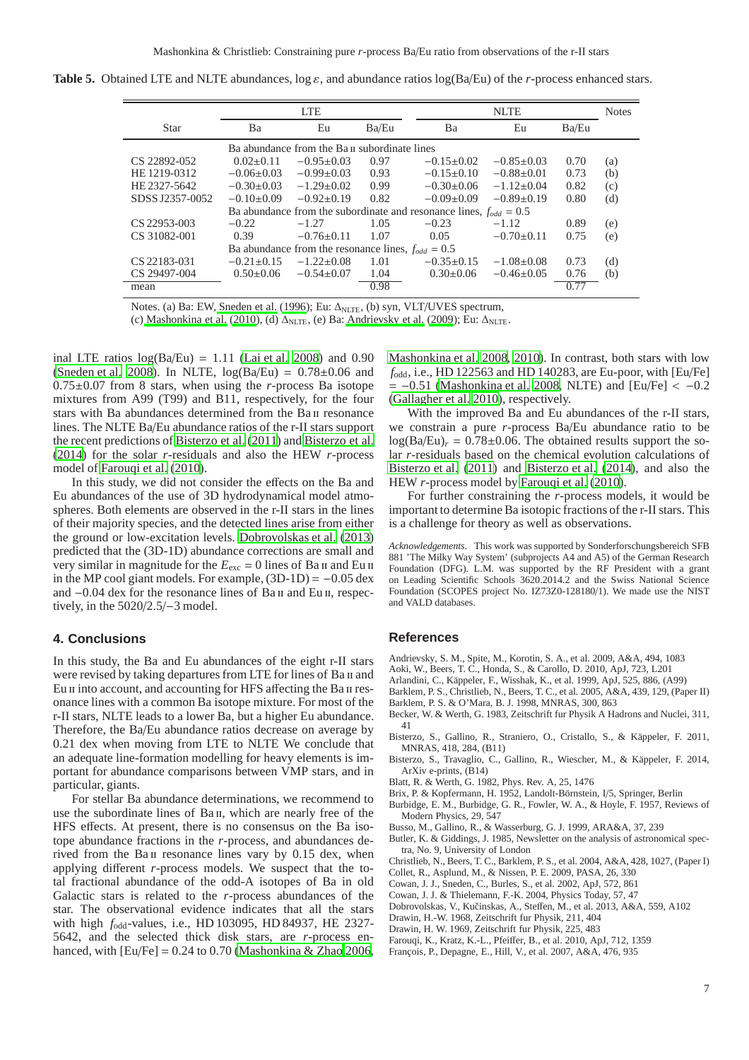**Table 5.** Obtained LTE and NLTE abundances, $\log \varepsilon$, and abundance ratios log(Ba/Eu) of the *r*-process enhanced stars.

| Star | LTE | | | NLTE | | | Notes |
|---|---|---|---|---|---|---|---|
| | Ba | Eu | Ba/Eu | Ba | Eu | Ba/Eu | |
| Ba abundance from the Ba II subordinate lines | | | | | | | |
| CS 22892-052 | 0.02±0.11 | −0.95±0.03 | 0.97 | −0.15±0.02 | −0.85±0.03 | 0.70 | (a) |
| HE 1219-0312 | −0.06±0.03 | −0.99±0.03 | 0.93 | −0.15±0.10 | −0.88±0.01 | 0.73 | (b) |
| HE 2327-5642 | −0.30±0.03 | −1.29±0.02 | 0.99 | −0.30±0.06 | −1.12±0.04 | 0.82 | (c) |
| SDSS J2357-0052 | −0.10±0.09 | −0.92±0.19 | 0.82 | −0.09±0.09 | −0.89±0.19 | 0.80 | (d) |
| Ba abundance from the subordinate and resonance lines, $f_{odd}$ = 0.5 | | | | | | | |
| CS 22953-003 | −0.22 | −1.27 | 1.05 | −0.23 | −1.12 | 0.89 | (e) |
| CS 31082-001 | 0.39 | −0.76±0.11 | 1.07 | 0.05 | −0.70±0.11 | 0.75 | (e) |
| Ba abundance from the resonance lines, $f_{odd}$ = 0.5 | | | | | | | |
| CS 22183-031 | −0.21±0.15 | −1.22±0.08 | 1.01 | −0.35±0.15 | −1.08±0.08 | 0.73 | (d) |
| CS 29497-004 | 0.50±0.06 | −0.54±0.07 | 1.04 | 0.30±0.06 | −0.46±0.05 | 0.76 | (b) |
| mean | | | 0.98 | | | 0.77 | |

Notes. (a) Ba: EW, Sneden et al. (1996); Eu: $\Delta_{\rm NLTE}$, (b) syn, VLT/UVES spectrum, (c) Mashonkina et al. (2010), (d) $\Delta_{\rm NLTE}$, (e) Ba: Andrievsky et al. (2009); Eu: $\Delta_{\rm NLTE}$.

inal LTE ratios log(Ba/Eu) = 1.11 (Lai et al. 2008) and 0.90 (Sneden et al. 2008). In NLTE, log(Ba/Eu) = 0.78±0.06 and 0.75±0.07 from 8 stars, when using the *r*-process Ba isotope mixtures from A99 (T99) and B11, respectively, for the four stars with Ba abundances determined from the Ba II resonance lines. The NLTE Ba/Eu abundance ratios of the r-II stars support the recent predictions of Bisterzo et al. (2011) and Bisterzo et al. (2014) for the solar *r*-residuals and also the HEW *r*-process model of Farouqi et al. (2010).

In this study, we did not consider the effects on the Ba and Eu abundances of the use of 3D hydrodynamical model atmospheres. Both elements are observed in the r-II stars in the lines of their majority species, and the detected lines arise from either the ground or low-excitation levels. Dobrovolskas et al. (2013) predicted that the (3D-1D) abundance corrections are small and very similar in magnitude for the $E_{\rm exc}$ = 0 lines of Ba II and Eu II in the MP cool giant models. For example, (3D-1D) = −0.05 dex and −0.04 dex for the resonance lines of Ba II and Eu II, respectively, in the 5020/2.5/−3 model.

## 4. Conclusions

In this study, the Ba and Eu abundances of the eight r-II stars were revised by taking departures from LTE for lines of Ba II and Eu II into account, and accounting for HFS affecting the Ba II resonance lines with a common Ba isotope mixture. For most of the r-II stars, NLTE leads to a lower Ba, but a higher Eu abundance. Therefore, the Ba/Eu abundance ratios decrease on average by 0.21 dex when moving from LTE to NLTE We conclude that an adequate line-formation modelling for heavy elements is important for abundance comparisons between VMP stars, and in particular, giants.

For stellar Ba abundance determinations, we recommend to use the subordinate lines of Ba II, which are nearly free of the HFS effects. At present, there is no consensus on the Ba isotope abundance fractions in the *r*-process, and abundances derived from the Ba II resonance lines vary by 0.15 dex, when applying different *r*-process models. We suspect that the total fractional abundance of the odd-A isotopes of Ba in old Galactic stars is related to the *r*-process abundances of the star. The observational evidence indicates that all the stars with high $f_{\rm odd}$-values, i.e., HD 103095, HD 84937, HE 2327-5642, and the selected thick disk stars, are *r*-process enhanced, with [Eu/Fe] = 0.24 to 0.70 (Mashonkina & Zhao 2006, Mashonkina et al. 2008, 2010). In contrast, both stars with low $f_{\rm odd}$, i.e., HD 122563 and HD 140283, are Eu-poor, with [Eu/Fe] = −0.51 (Mashonkina et al. 2008, NLTE) and [Eu/Fe] < −0.2 (Gallagher et al. 2010), respectively.

With the improved Ba and Eu abundances of the r-II stars, we constrain a pure *r*-process Ba/Eu abundance ratio to be $\log({\rm Ba/Eu})_r$ = 0.78±0.06. The obtained results support the solar *r*-residuals based on the chemical evolution calculations of Bisterzo et al. (2011) and Bisterzo et al. (2014), and also the HEW *r*-process model by Farouqi et al. (2010).

For further constraining the *r*-process models, it would be important to determine Ba isotopic fractions of the r-II stars. This is a challenge for theory as well as observations.

*Acknowledgements.* This work was supported by Sonderforschungsbereich SFB 881 'The Milky Way System' (subprojects A4 and A5) of the German Research Foundation (DFG). L.M. was supported by the RF President with a grant on Leading Scientific Schools 3620.2014.2 and the Swiss National Science Foundation (SCOPES project No. IZ73Z0-128180/1). We made use the NIST and VALD databases.

## References

Andrievsky, S. M., Spite, M., Korotin, S. A., et al. 2009, A&A, 494, 1083
Aoki, W., Beers, T. C., Honda, S., & Carollo, D. 2010, ApJ, 723, L201
Arlandini, C., Käppeler, F., Wisshak, K., et al. 1999, ApJ, 525, 886, (A99)
Barklem, P. S., Christlieb, N., Beers, T. C., et al. 2005, A&A, 439, 129, (Paper II)
Barklem, P. S. & O'Mara, B. J. 1998, MNRAS, 300, 863
Becker, W. & Werth, G. 1983, Zeitschrift fur Physik A Hadrons and Nuclei, 311, 41
Bisterzo, S., Gallino, R., Straniero, O., Cristallo, S., & Käppeler, F. 2011, MNRAS, 418, 284, (B11)
Bisterzo, S., Travaglio, C., Gallino, R., Wiescher, M., & Käppeler, F. 2014, ArXiv e-prints, (B14)
Blatt, R. & Werth, G. 1982, Phys. Rev. A, 25, 1476
Brix, P. & Kopfermann, H. 1952, Landolt-Börnstein, I/5, Springer, Berlin
Burbidge, E. M., Burbidge, G. R., Fowler, W. A., & Hoyle, F. 1957, Reviews of Modern Physics, 29, 547
Busso, M., Gallino, R., & Wasserburg, G. J. 1999, ARA&A, 37, 239
Butler, K. & Giddings, J. 1985, Newsletter on the analysis of astronomical spectra, No. 9, University of London
Christlieb, N., Beers, T. C., Barklem, P. S., et al. 2004, A&A, 428, 1027, (Paper I)
Collet, R., Asplund, M., & Nissen, P. E. 2009, PASA, 26, 330
Cowan, J. J., Sneden, C., Burles, S., et al. 2002, ApJ, 572, 861
Cowan, J. J. & Thielemann, F.-K. 2004, Physics Today, 57, 47
Dobrovolskas, V., Kučinskas, A., Steffen, M., et al. 2013, A&A, 559, A102
Drawin, H.-W. 1968, Zeitschrift fur Physik, 211, 404
Drawin, H. W. 1969, Zeitschrift fur Physik, 225, 483
Farouqi, K., Kratz, K.-L., Pfeiffer, B., et al. 2010, ApJ, 712, 1359
François, P., Depagne, E., Hill, V., et al. 2007, A&A, 476, 935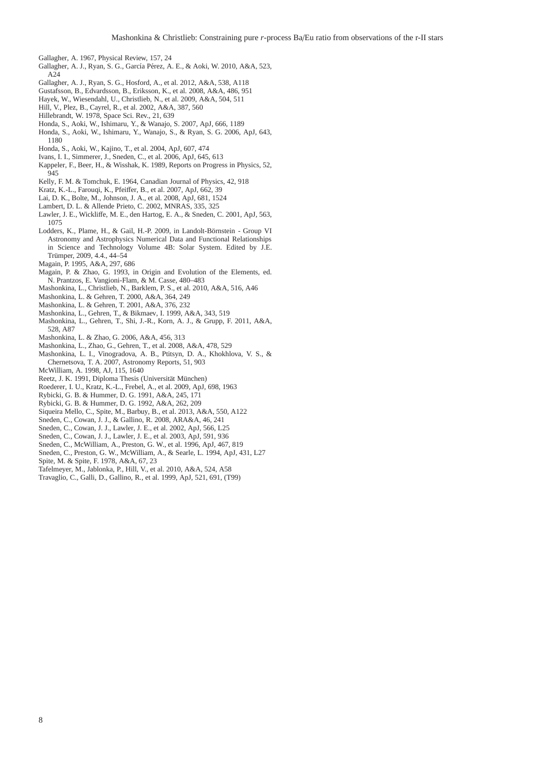Gallagher, A. 1967, Physical Review, 157, 24

Gallagher, A. J., Ryan, S. G., García Pérez, A. E., & Aoki, W. 2010, A&A, 523, A24

Gallagher, A. J., Ryan, S. G., Hosford, A., et al. 2012, A&A, 538, A118

Gustafsson, B., Edvardsson, B., Eriksson, K., et al. 2008, A&A, 486, 951

Hayek, W., Wiesendahl, U., Christlieb, N., et al. 2009, A&A, 504, 511

Hill, V., Plez, B., Cayrel, R., et al. 2002, A&A, 387, 560

Hillebrandt, W. 1978, Space Sci. Rev., 21, 639

Honda, S., Aoki, W., Ishimaru, Y., & Wanajo, S. 2007, ApJ, 666, 1189

Honda, S., Aoki, W., Ishimaru, Y., Wanajo, S., & Ryan, S. G. 2006, ApJ, 643, 1180

Honda, S., Aoki, W., Kajino, T., et al. 2004, ApJ, 607, 474

Ivans, I. I., Simmerer, J., Sneden, C., et al. 2006, ApJ, 645, 613

Kappeler, F., Beer, H., & Wisshak, K. 1989, Reports on Progress in Physics, 52, 945

Kelly, F. M. & Tomchuk, E. 1964, Canadian Journal of Physics, 42, 918

Kratz, K.-L., Farouqi, K., Pfeiffer, B., et al. 2007, ApJ, 662, 39

Lai, D. K., Bolte, M., Johnson, J. A., et al. 2008, ApJ, 681, 1524

Lambert, D. L. & Allende Prieto, C. 2002, MNRAS, 335, 325

Lawler, J. E., Wickliffe, M. E., den Hartog, E. A., & Sneden, C. 2001, ApJ, 563, 1075

Lodders, K., Plame, H., & Gail, H.-P. 2009, in Landolt-Börnstein - Group VI Astronomy and Astrophysics Numerical Data and Functional Relationships in Science and Technology Volume 4B: Solar System. Edited by J.E. Trümper, 2009, 4.4., 44–54

Magain, P. 1995, A&A, 297, 686

Magain, P. & Zhao, G. 1993, in Origin and Evolution of the Elements, ed. N. Prantzos, E. Vangioni-Flam, & M. Casse, 480–483

Mashonkina, L., Christlieb, N., Barklem, P. S., et al. 2010, A&A, 516, A46

Mashonkina, L. & Gehren, T. 2000, A&A, 364, 249

Mashonkina, L. & Gehren, T. 2001, A&A, 376, 232

Mashonkina, L., Gehren, T., & Bikmaev, I. 1999, A&A, 343, 519

Mashonkina, L., Gehren, T., Shi, J.-R., Korn, A. J., & Grupp, F. 2011, A&A, 528, A87

Mashonkina, L. & Zhao, G. 2006, A&A, 456, 313

Mashonkina, L., Zhao, G., Gehren, T., et al. 2008, A&A, 478, 529

Mashonkina, L. I., Vinogradova, A. B., Ptitsyn, D. A., Khokhlova, V. S., & Chernetsova, T. A. 2007, Astronomy Reports, 51, 903

McWilliam, A. 1998, AJ, 115, 1640

Reetz, J. K. 1991, Diploma Thesis (Universität München)

Roederer, I. U., Kratz, K.-L., Frebel, A., et al. 2009, ApJ, 698, 1963

Rybicki, G. B. & Hummer, D. G. 1991, A&A, 245, 171

Rybicki, G. B. & Hummer, D. G. 1992, A&A, 262, 209

Siqueira Mello, C., Spite, M., Barbuy, B., et al. 2013, A&A, 550, A122

Sneden, C., Cowan, J. J., & Gallino, R. 2008, ARA&A, 46, 241

Sneden, C., Cowan, J. J., Lawler, J. E., et al. 2002, ApJ, 566, L25

Sneden, C., Cowan, J. J., Lawler, J. E., et al. 2003, ApJ, 591, 936

Sneden, C., McWilliam, A., Preston, G. W., et al. 1996, ApJ, 467, 819

Sneden, C., Preston, G. W., McWilliam, A., & Searle, L. 1994, ApJ, 431, L27

Spite, M. & Spite, F. 1978, A&A, 67, 23

Tafelmeyer, M., Jablonka, P., Hill, V., et al. 2010, A&A, 524, A58

Travaglio, C., Galli, D., Gallino, R., et al. 1999, ApJ, 521, 691, (T99)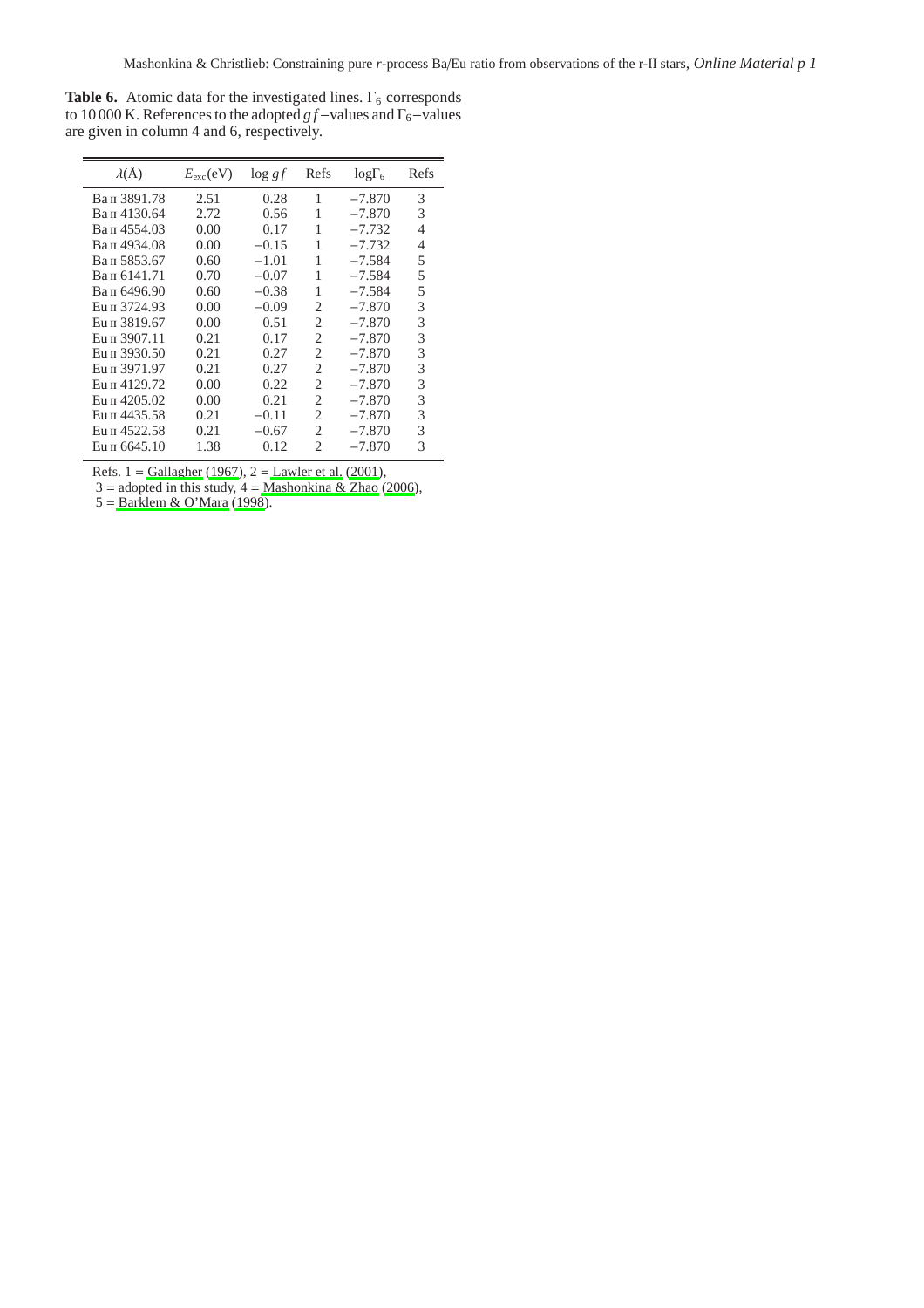**Table 6.** Atomic data for the investigated lines. $\Gamma_6$ corresponds to 10 000 K. References to the adopted $gf$−values and $\Gamma_6$−values are given in column 4 and 6, respectively.

| $\lambda$(Å) | $E_{\rm exc}$(eV) | $\log gf$ | Refs | $\log\Gamma_6$ | Refs |
|---|---|---|---|---|---|
| Ba II 3891.78 | 2.51 | 0.28 | 1 | −7.870 | 3 |
| Ba II 4130.64 | 2.72 | 0.56 | 1 | −7.870 | 3 |
| Ba II 4554.03 | 0.00 | 0.17 | 1 | −7.732 | 4 |
| Ba II 4934.08 | 0.00 | −0.15 | 1 | −7.732 | 4 |
| Ba II 5853.67 | 0.60 | −1.01 | 1 | −7.584 | 5 |
| Ba II 6141.71 | 0.70 | −0.07 | 1 | −7.584 | 5 |
| Ba II 6496.90 | 0.60 | −0.38 | 1 | −7.584 | 5 |
| Eu II 3724.93 | 0.00 | −0.09 | 2 | −7.870 | 3 |
| Eu II 3819.67 | 0.00 | 0.51 | 2 | −7.870 | 3 |
| Eu II 3907.11 | 0.21 | 0.17 | 2 | −7.870 | 3 |
| Eu II 3930.50 | 0.21 | 0.27 | 2 | −7.870 | 3 |
| Eu II 3971.97 | 0.21 | 0.27 | 2 | −7.870 | 3 |
| Eu II 4129.72 | 0.00 | 0.22 | 2 | −7.870 | 3 |
| Eu II 4205.02 | 0.00 | 0.21 | 2 | −7.870 | 3 |
| Eu II 4435.58 | 0.21 | −0.11 | 2 | −7.870 | 3 |
| Eu II 4522.58 | 0.21 | −0.67 | 2 | −7.870 | 3 |
| Eu II 6645.10 | 1.38 | 0.12 | 2 | −7.870 | 3 |

Refs. 1 = Gallagher (1967), 2 = Lawler et al. (2001), 3 = adopted in this study, 4 = Mashonkina & Zhao (2006), 5 = Barklem & O'Mara (1998).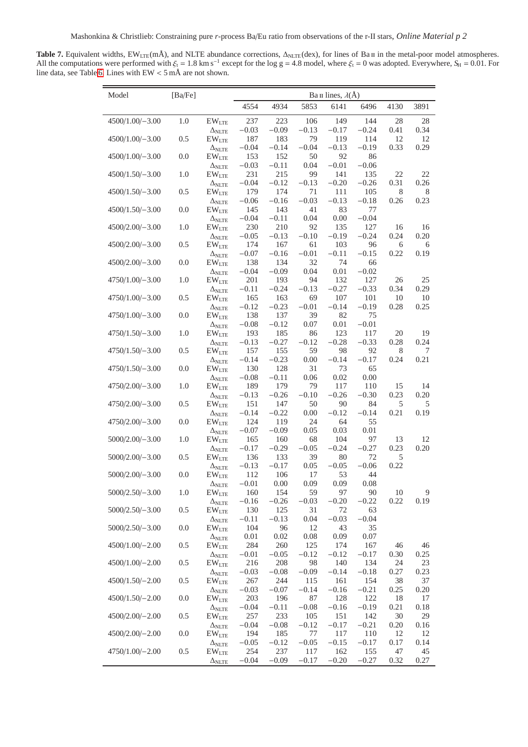**Table 7.** Equivalent widths, $EW_{LTE}$(mÅ), and NLTE abundance corrections, $\Delta_{NLTE}$(dex), for lines of Ba II in the metal-poor model atmospheres. All the computations were performed with $\xi_t = 1.8$ km s$^{-1}$ except for the log g = 4.8 model, where $\xi_t = 0$ was adopted. Everywhere, $S_H = 0.01$. For line data, see Table 6. Lines with EW < 5 mÅ are not shown.

| Model | [Ba/Fe] | | Ba II lines, $\lambda$(Å) | | | | | | |
|---|---|---|---|---|---|---|---|---|---|
| | | | 4554 | 4934 | 5853 | 6141 | 6496 | 4130 | 3891 |
| 4500/1.00/−3.00 | 1.0 | $EW_{LTE}$ | 237 | 223 | 106 | 149 | 144 | 28 | 28 |
| | | $\Delta_{NLTE}$ | −0.03 | −0.09 | −0.13 | −0.17 | −0.24 | 0.41 | 0.34 |
| 4500/1.00/−3.00 | 0.5 | $EW_{LTE}$ | 187 | 183 | 79 | 119 | 114 | 12 | 12 |
| | | $\Delta_{NLTE}$ | −0.04 | −0.14 | −0.04 | −0.13 | −0.19 | 0.33 | 0.29 |
| 4500/1.00/−3.00 | 0.0 | $EW_{LTE}$ | 153 | 152 | 50 | 92 | 86 | | |
| | | $\Delta_{NLTE}$ | −0.03 | −0.11 | 0.04 | −0.01 | −0.06 | | |
| 4500/1.50/−3.00 | 1.0 | $EW_{LTE}$ | 231 | 215 | 99 | 141 | 135 | 22 | 22 |
| | | $\Delta_{NLTE}$ | −0.04 | −0.12 | −0.13 | −0.20 | −0.26 | 0.31 | 0.26 |
| 4500/1.50/−3.00 | 0.5 | $EW_{LTE}$ | 179 | 174 | 71 | 111 | 105 | 8 | 8 |
| | | $\Delta_{NLTE}$ | −0.06 | −0.16 | −0.03 | −0.13 | −0.18 | 0.26 | 0.23 |
| 4500/1.50/−3.00 | 0.0 | $EW_{LTE}$ | 145 | 143 | 41 | 83 | 77 | | |
| | | $\Delta_{NLTE}$ | −0.04 | −0.11 | 0.04 | 0.00 | −0.04 | | |
| 4500/2.00/−3.00 | 1.0 | $EW_{LTE}$ | 230 | 210 | 92 | 135 | 127 | 16 | 16 |
| | | $\Delta_{NLTE}$ | −0.05 | −0.13 | −0.10 | −0.19 | −0.24 | 0.24 | 0.20 |
| 4500/2.00/−3.00 | 0.5 | $EW_{LTE}$ | 174 | 167 | 61 | 103 | 96 | 6 | 6 |
| | | $\Delta_{NLTE}$ | −0.07 | −0.16 | −0.01 | −0.11 | −0.15 | 0.22 | 0.19 |
| 4500/2.00/−3.00 | 0.0 | $EW_{LTE}$ | 138 | 134 | 32 | 74 | 66 | | |
| | | $\Delta_{NLTE}$ | −0.04 | −0.09 | 0.04 | 0.01 | −0.02 | | |
| 4750/1.00/−3.00 | 1.0 | $EW_{LTE}$ | 201 | 193 | 94 | 132 | 127 | 26 | 25 |
| | | $\Delta_{NLTE}$ | −0.11 | −0.24 | −0.13 | −0.27 | −0.33 | 0.34 | 0.29 |
| 4750/1.00/−3.00 | 0.5 | $EW_{LTE}$ | 165 | 163 | 69 | 107 | 101 | 10 | 10 |
| | | $\Delta_{NLTE}$ | −0.12 | −0.23 | −0.01 | −0.14 | −0.19 | 0.28 | 0.25 |
| 4750/1.00/−3.00 | 0.0 | $EW_{LTE}$ | 138 | 137 | 39 | 82 | 75 | | |
| | | $\Delta_{NLTE}$ | −0.08 | −0.12 | 0.07 | 0.01 | −0.01 | | |
| 4750/1.50/−3.00 | 1.0 | $EW_{LTE}$ | 193 | 185 | 86 | 123 | 117 | 20 | 19 |
| | | $\Delta_{NLTE}$ | −0.13 | −0.27 | −0.12 | −0.28 | −0.33 | 0.28 | 0.24 |
| 4750/1.50/−3.00 | 0.5 | $EW_{LTE}$ | 157 | 155 | 59 | 98 | 92 | 8 | 7 |
| | | $\Delta_{NLTE}$ | −0.14 | −0.23 | 0.00 | −0.14 | −0.17 | 0.24 | 0.21 |
| 4750/1.50/−3.00 | 0.0 | $EW_{LTE}$ | 130 | 128 | 31 | 73 | 65 | | |
| | | $\Delta_{NLTE}$ | −0.08 | −0.11 | 0.06 | 0.02 | 0.00 | | |
| 4750/2.00/−3.00 | 1.0 | $EW_{LTE}$ | 189 | 179 | 79 | 117 | 110 | 15 | 14 |
| | | $\Delta_{NLTE}$ | −0.13 | −0.26 | −0.10 | −0.26 | −0.30 | 0.23 | 0.20 |
| 4750/2.00/−3.00 | 0.5 | $EW_{LTE}$ | 151 | 147 | 50 | 90 | 84 | 5 | 5 |
| | | $\Delta_{NLTE}$ | −0.14 | −0.22 | 0.00 | −0.12 | −0.14 | 0.21 | 0.19 |
| 4750/2.00/−3.00 | 0.0 | $EW_{LTE}$ | 124 | 119 | 24 | 64 | 55 | | |
| | | $\Delta_{NLTE}$ | −0.07 | −0.09 | 0.05 | 0.03 | 0.01 | | |
| 5000/2.00/−3.00 | 1.0 | $EW_{LTE}$ | 165 | 160 | 68 | 104 | 97 | 13 | 12 |
| | | $\Delta_{NLTE}$ | −0.17 | −0.29 | −0.05 | −0.24 | −0.27 | 0.23 | 0.20 |
| 5000/2.00/−3.00 | 0.5 | $EW_{LTE}$ | 136 | 133 | 39 | 80 | 72 | 5 | |
| | | $\Delta_{NLTE}$ | −0.13 | −0.17 | 0.05 | −0.05 | −0.06 | 0.22 | |
| 5000/2.00/−3.00 | 0.0 | $EW_{LTE}$ | 112 | 106 | 17 | 53 | 44 | | |
| | | $\Delta_{NLTE}$ | −0.01 | 0.00 | 0.09 | 0.09 | 0.08 | | |
| 5000/2.50/−3.00 | 1.0 | $EW_{LTE}$ | 160 | 154 | 59 | 97 | 90 | 10 | 9 |
| | | $\Delta_{NLTE}$ | −0.16 | −0.26 | −0.03 | −0.20 | −0.22 | 0.22 | 0.19 |
| 5000/2.50/−3.00 | 0.5 | $EW_{LTE}$ | 130 | 125 | 31 | 72 | 63 | | |
| | | $\Delta_{NLTE}$ | −0.11 | −0.13 | 0.04 | −0.03 | −0.04 | | |
| 5000/2.50/−3.00 | 0.0 | $EW_{LTE}$ | 104 | 96 | 12 | 43 | 35 | | |
| | | $\Delta_{NLTE}$ | 0.01 | 0.02 | 0.08 | 0.09 | 0.07 | | |
| 4500/1.00/−2.00 | 0.5 | $EW_{LTE}$ | 284 | 260 | 125 | 174 | 167 | 46 | 46 |
| | | $\Delta_{NLTE}$ | −0.01 | −0.05 | −0.12 | −0.12 | −0.17 | 0.30 | 0.25 |
| 4500/1.00/−2.00 | 0.5 | $EW_{LTE}$ | 216 | 208 | 98 | 140 | 134 | 24 | 23 |
| | | $\Delta_{NLTE}$ | −0.03 | −0.08 | −0.09 | −0.14 | −0.18 | 0.27 | 0.23 |
| 4500/1.50/−2.00 | 0.5 | $EW_{LTE}$ | 267 | 244 | 115 | 161 | 154 | 38 | 37 |
| | | $\Delta_{NLTE}$ | −0.03 | −0.07 | −0.14 | −0.16 | −0.21 | 0.25 | 0.20 |
| 4500/1.50/−2.00 | 0.0 | $EW_{LTE}$ | 203 | 196 | 87 | 128 | 122 | 18 | 17 |
| | | $\Delta_{NLTE}$ | −0.04 | −0.11 | −0.08 | −0.16 | −0.19 | 0.21 | 0.18 |
| 4500/2.00/−2.00 | 0.5 | $EW_{LTE}$ | 257 | 233 | 105 | 151 | 142 | 30 | 29 |
| | | $\Delta_{NLTE}$ | −0.04 | −0.08 | −0.12 | −0.17 | −0.21 | 0.20 | 0.16 |
| 4500/2.00/−2.00 | 0.0 | $EW_{LTE}$ | 194 | 185 | 77 | 117 | 110 | 12 | 12 |
| | | $\Delta_{NLTE}$ | −0.05 | −0.12 | −0.05 | −0.15 | −0.17 | 0.17 | 0.14 |
| 4750/1.00/−2.00 | 0.5 | $EW_{LTE}$ | 254 | 237 | 117 | 162 | 155 | 47 | 45 |
| | | $\Delta_{NLTE}$ | −0.04 | −0.09 | −0.17 | −0.20 | −0.27 | 0.32 | 0.27 |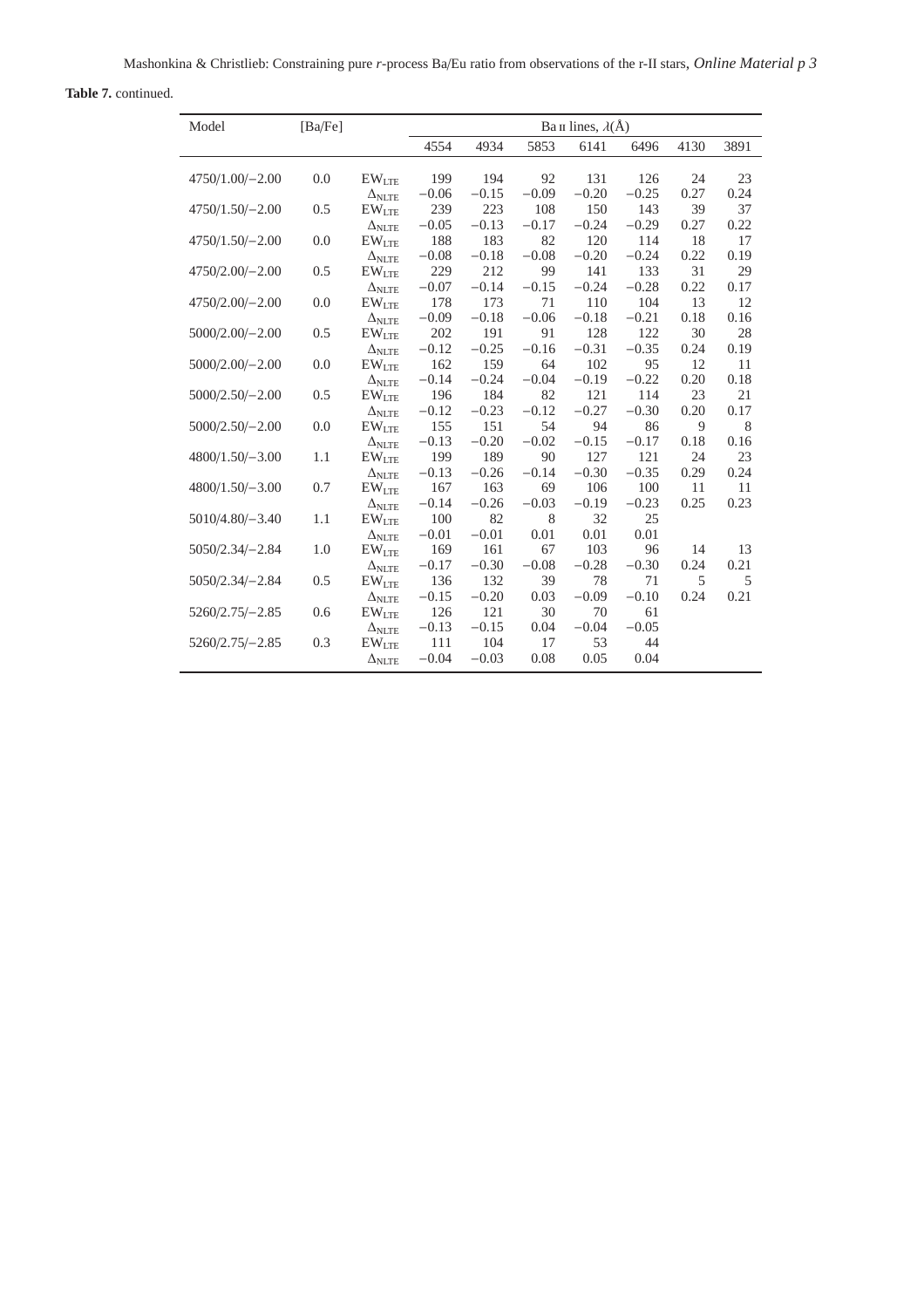**Table 7.** continued.

| Model | [Ba/Fe] | | Ba II lines, $\lambda$(Å) | | | | | | |
|---|---|---|---|---|---|---|---|---|---|
| | | | 4554 | 4934 | 5853 | 6141 | 6496 | 4130 | 3891 |
| 4750/1.00/−2.00 | 0.0 | $EW_{LTE}$ | 199 | 194 | 92 | 131 | 126 | 24 | 23 |
| | | $\Delta_{NLTE}$ | −0.06 | −0.15 | −0.09 | −0.20 | −0.25 | 0.27 | 0.24 |
| 4750/1.50/−2.00 | 0.5 | $EW_{LTE}$ | 239 | 223 | 108 | 150 | 143 | 39 | 37 |
| | | $\Delta_{NLTE}$ | −0.05 | −0.13 | −0.17 | −0.24 | −0.29 | 0.27 | 0.22 |
| 4750/1.50/−2.00 | 0.0 | $EW_{LTE}$ | 188 | 183 | 82 | 120 | 114 | 18 | 17 |
| | | $\Delta_{NLTE}$ | −0.08 | −0.18 | −0.08 | −0.20 | −0.24 | 0.22 | 0.19 |
| 4750/2.00/−2.00 | 0.5 | $EW_{LTE}$ | 229 | 212 | 99 | 141 | 133 | 31 | 29 |
| | | $\Delta_{NLTE}$ | −0.07 | −0.14 | −0.15 | −0.24 | −0.28 | 0.22 | 0.17 |
| 4750/2.00/−2.00 | 0.0 | $EW_{LTE}$ | 178 | 173 | 71 | 110 | 104 | 13 | 12 |
| | | $\Delta_{NLTE}$ | −0.09 | −0.18 | −0.06 | −0.18 | −0.21 | 0.18 | 0.16 |
| 5000/2.00/−2.00 | 0.5 | $EW_{LTE}$ | 202 | 191 | 91 | 128 | 122 | 30 | 28 |
| | | $\Delta_{NLTE}$ | −0.12 | −0.25 | −0.16 | −0.31 | −0.35 | 0.24 | 0.19 |
| 5000/2.00/−2.00 | 0.0 | $EW_{LTE}$ | 162 | 159 | 64 | 102 | 95 | 12 | 11 |
| | | $\Delta_{NLTE}$ | −0.14 | −0.24 | −0.04 | −0.19 | −0.22 | 0.20 | 0.18 |
| 5000/2.50/−2.00 | 0.5 | $EW_{LTE}$ | 196 | 184 | 82 | 121 | 114 | 23 | 21 |
| | | $\Delta_{NLTE}$ | −0.12 | −0.23 | −0.12 | −0.27 | −0.30 | 0.20 | 0.17 |
| 5000/2.50/−2.00 | 0.0 | $EW_{LTE}$ | 155 | 151 | 54 | 94 | 86 | 9 | 8 |
| | | $\Delta_{NLTE}$ | −0.13 | −0.20 | −0.02 | −0.15 | −0.17 | 0.18 | 0.16 |
| 4800/1.50/−3.00 | 1.1 | $EW_{LTE}$ | 199 | 189 | 90 | 127 | 121 | 24 | 23 |
| | | $\Delta_{NLTE}$ | −0.13 | −0.26 | −0.14 | −0.30 | −0.35 | 0.29 | 0.24 |
| 4800/1.50/−3.00 | 0.7 | $EW_{LTE}$ | 167 | 163 | 69 | 106 | 100 | 11 | 11 |
| | | $\Delta_{NLTE}$ | −0.14 | −0.26 | −0.03 | −0.19 | −0.23 | 0.25 | 0.23 |
| 5010/4.80/−3.40 | 1.1 | $EW_{LTE}$ | 100 | 82 | 8 | 32 | 25 | | |
| | | $\Delta_{NLTE}$ | −0.01 | −0.01 | 0.01 | 0.01 | 0.01 | | |
| 5050/2.34/−2.84 | 1.0 | $EW_{LTE}$ | 169 | 161 | 67 | 103 | 96 | 14 | 13 |
| | | $\Delta_{NLTE}$ | −0.17 | −0.30 | −0.08 | −0.28 | −0.30 | 0.24 | 0.21 |
| 5050/2.34/−2.84 | 0.5 | $EW_{LTE}$ | 136 | 132 | 39 | 78 | 71 | 5 | 5 |
| | | $\Delta_{NLTE}$ | −0.15 | −0.20 | 0.03 | −0.09 | −0.10 | 0.24 | 0.21 |
| 5260/2.75/−2.85 | 0.6 | $EW_{LTE}$ | 126 | 121 | 30 | 70 | 61 | | |
| | | $\Delta_{NLTE}$ | −0.13 | −0.15 | 0.04 | −0.04 | −0.05 | | |
| 5260/2.75/−2.85 | 0.3 | $EW_{LTE}$ | 111 | 104 | 17 | 53 | 44 | | |
| | | $\Delta_{NLTE}$ | −0.04 | −0.03 | 0.08 | 0.05 | 0.04 | | |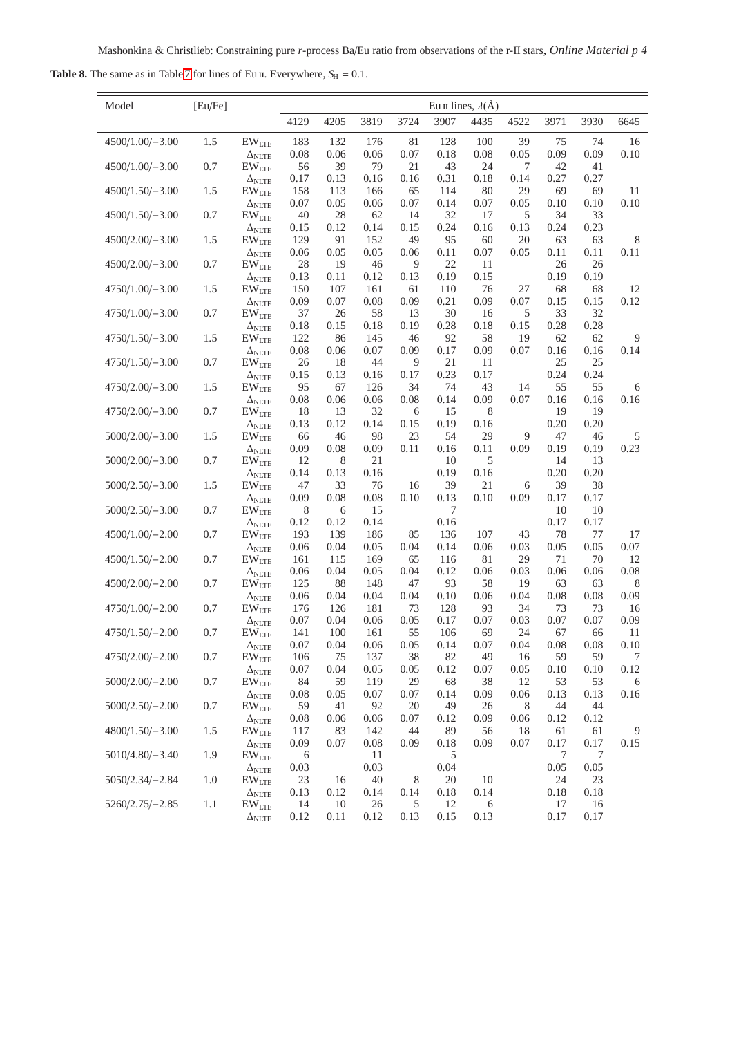**Table 8.** The same as in Table 7 for lines of Eu II. Everywhere, $S_H = 0.1$.

| Model | [Eu/Fe] | | Eu II lines, $\lambda$(Å) | | | | | | | | | |
|---|---|---|---|---|---|---|---|---|---|---|---|---|
| | | | 4129 | 4205 | 3819 | 3724 | 3907 | 4435 | 4522 | 3971 | 3930 | 6645 |
| 4500/1.00/−3.00 | 1.5 | $EW_{LTE}$ | 183 | 132 | 176 | 81 | 128 | 100 | 39 | 75 | 74 | 16 |
| | | $\Delta_{NLTE}$ | 0.08 | 0.06 | 0.06 | 0.07 | 0.18 | 0.08 | 0.05 | 0.09 | 0.09 | 0.10 |
| 4500/1.00/−3.00 | 0.7 | $EW_{LTE}$ | 56 | 39 | 79 | 21 | 43 | 24 | 7 | 42 | 41 | |
| | | $\Delta_{NLTE}$ | 0.17 | 0.13 | 0.16 | 0.16 | 0.31 | 0.18 | 0.14 | 0.27 | 0.27 | |
| 4500/1.50/−3.00 | 1.5 | $EW_{LTE}$ | 158 | 113 | 166 | 65 | 114 | 80 | 29 | 69 | 69 | 11 |
| | | $\Delta_{NLTE}$ | 0.07 | 0.05 | 0.06 | 0.07 | 0.14 | 0.07 | 0.05 | 0.10 | 0.10 | 0.10 |
| 4500/1.50/−3.00 | 0.7 | $EW_{LTE}$ | 40 | 28 | 62 | 14 | 32 | 17 | 5 | 34 | 33 | |
| | | $\Delta_{NLTE}$ | 0.15 | 0.12 | 0.14 | 0.15 | 0.24 | 0.16 | 0.13 | 0.24 | 0.23 | |
| 4500/2.00/−3.00 | 1.5 | $EW_{LTE}$ | 129 | 91 | 152 | 49 | 95 | 60 | 20 | 63 | 63 | 8 |
| | | $\Delta_{NLTE}$ | 0.06 | 0.05 | 0.05 | 0.06 | 0.11 | 0.07 | 0.05 | 0.11 | 0.11 | 0.11 |
| 4500/2.00/−3.00 | 0.7 | $EW_{LTE}$ | 28 | 19 | 46 | 9 | 22 | 11 | | 26 | 26 | |
| | | $\Delta_{NLTE}$ | 0.13 | 0.11 | 0.12 | 0.13 | 0.19 | 0.15 | | 0.19 | 0.19 | |
| 4750/1.00/−3.00 | 1.5 | $EW_{LTE}$ | 150 | 107 | 161 | 61 | 110 | 76 | 27 | 68 | 68 | 12 |
| | | $\Delta_{NLTE}$ | 0.09 | 0.07 | 0.08 | 0.09 | 0.21 | 0.09 | 0.07 | 0.15 | 0.15 | 0.12 |
| 4750/1.00/−3.00 | 0.7 | $EW_{LTE}$ | 37 | 26 | 58 | 13 | 30 | 16 | 5 | 33 | 32 | |
| | | $\Delta_{NLTE}$ | 0.18 | 0.15 | 0.18 | 0.19 | 0.28 | 0.18 | 0.15 | 0.28 | 0.28 | |
| 4750/1.50/−3.00 | 1.5 | $EW_{LTE}$ | 122 | 86 | 145 | 46 | 92 | 58 | 19 | 62 | 62 | 9 |
| | | $\Delta_{NLTE}$ | 0.08 | 0.06 | 0.07 | 0.09 | 0.17 | 0.09 | 0.07 | 0.16 | 0.16 | 0.14 |
| 4750/1.50/−3.00 | 0.7 | $EW_{LTE}$ | 26 | 18 | 44 | 9 | 21 | 11 | | 25 | 25 | |
| | | $\Delta_{NLTE}$ | 0.15 | 0.13 | 0.16 | 0.17 | 0.23 | 0.17 | | 0.24 | 0.24 | |
| 4750/2.00/−3.00 | 1.5 | $EW_{LTE}$ | 95 | 67 | 126 | 34 | 74 | 43 | 14 | 55 | 55 | 6 |
| | | $\Delta_{NLTE}$ | 0.08 | 0.06 | 0.06 | 0.08 | 0.14 | 0.09 | 0.07 | 0.16 | 0.16 | 0.16 |
| 4750/2.00/−3.00 | 0.7 | $EW_{LTE}$ | 18 | 13 | 32 | 6 | 15 | 8 | | 19 | 19 | |
| | | $\Delta_{NLTE}$ | 0.13 | 0.12 | 0.14 | 0.15 | 0.19 | 0.16 | | 0.20 | 0.20 | |
| 5000/2.00/−3.00 | 1.5 | $EW_{LTE}$ | 66 | 46 | 98 | 23 | 54 | 29 | 9 | 47 | 46 | 5 |
| | | $\Delta_{NLTE}$ | 0.09 | 0.08 | 0.09 | 0.11 | 0.16 | 0.11 | 0.09 | 0.19 | 0.19 | 0.23 |
| 5000/2.00/−3.00 | 0.7 | $EW_{LTE}$ | 12 | 8 | 21 | | 10 | 5 | | 14 | 13 | |
| | | $\Delta_{NLTE}$ | 0.14 | 0.13 | 0.16 | | 0.19 | 0.16 | | 0.20 | 0.20 | |
| 5000/2.50/−3.00 | 1.5 | $EW_{LTE}$ | 47 | 33 | 76 | 16 | 39 | 21 | 6 | 39 | 38 | |
| | | $\Delta_{NLTE}$ | 0.09 | 0.08 | 0.08 | 0.10 | 0.13 | 0.10 | 0.09 | 0.17 | 0.17 | |
| 5000/2.50/−3.00 | 0.7 | $EW_{LTE}$ | 8 | 6 | 15 | | 7 | | | 10 | 10 | |
| | | $\Delta_{NLTE}$ | 0.12 | 0.12 | 0.14 | | 0.16 | | | 0.17 | 0.17 | |
| 4500/1.00/−2.00 | 0.7 | $EW_{LTE}$ | 193 | 139 | 186 | 85 | 136 | 107 | 43 | 78 | 77 | 17 |
| | | $\Delta_{NLTE}$ | 0.06 | 0.04 | 0.05 | 0.04 | 0.14 | 0.06 | 0.03 | 0.05 | 0.05 | 0.07 |
| 4500/1.50/−2.00 | 0.7 | $EW_{LTE}$ | 161 | 115 | 169 | 65 | 116 | 81 | 29 | 71 | 70 | 12 |
| | | $\Delta_{NLTE}$ | 0.06 | 0.04 | 0.05 | 0.04 | 0.12 | 0.06 | 0.03 | 0.06 | 0.06 | 0.08 |
| 4500/2.00/−2.00 | 0.7 | $EW_{LTE}$ | 125 | 88 | 148 | 47 | 93 | 58 | 19 | 63 | 63 | 8 |
| | | $\Delta_{NLTE}$ | 0.06 | 0.04 | 0.04 | 0.04 | 0.10 | 0.06 | 0.04 | 0.08 | 0.08 | 0.09 |
| 4750/1.00/−2.00 | 0.7 | $EW_{LTE}$ | 176 | 126 | 181 | 73 | 128 | 93 | 34 | 73 | 73 | 16 |
| | | $\Delta_{NLTE}$ | 0.07 | 0.04 | 0.06 | 0.05 | 0.17 | 0.07 | 0.03 | 0.07 | 0.07 | 0.09 |
| 4750/1.50/−2.00 | 0.7 | $EW_{LTE}$ | 141 | 100 | 161 | 55 | 106 | 69 | 24 | 67 | 66 | 11 |
| | | $\Delta_{NLTE}$ | 0.07 | 0.04 | 0.06 | 0.05 | 0.14 | 0.07 | 0.04 | 0.08 | 0.08 | 0.10 |
| 4750/2.00/−2.00 | 0.7 | $EW_{LTE}$ | 106 | 75 | 137 | 38 | 82 | 49 | 16 | 59 | 59 | 7 |
| | | $\Delta_{NLTE}$ | 0.07 | 0.04 | 0.05 | 0.05 | 0.12 | 0.07 | 0.05 | 0.10 | 0.10 | 0.12 |
| 5000/2.00/−2.00 | 0.7 | $EW_{LTE}$ | 84 | 59 | 119 | 29 | 68 | 38 | 12 | 53 | 53 | 6 |
| | | $\Delta_{NLTE}$ | 0.08 | 0.05 | 0.07 | 0.07 | 0.14 | 0.09 | 0.06 | 0.13 | 0.13 | 0.16 |
| 5000/2.50/−2.00 | 0.7 | $EW_{LTE}$ | 59 | 41 | 92 | 20 | 49 | 26 | 8 | 44 | 44 | |
| | | $\Delta_{NLTE}$ | 0.08 | 0.06 | 0.06 | 0.07 | 0.12 | 0.09 | 0.06 | 0.12 | 0.12 | |
| 4800/1.50/−3.00 | 1.5 | $EW_{LTE}$ | 117 | 83 | 142 | 44 | 89 | 56 | 18 | 61 | 61 | 9 |
| | | $\Delta_{NLTE}$ | 0.09 | 0.07 | 0.08 | 0.09 | 0.18 | 0.09 | 0.07 | 0.17 | 0.17 | 0.15 |
| 5010/4.80/−3.40 | 1.9 | $EW_{LTE}$ | 6 | | 11 | | 5 | | | 7 | 7 | |
| | | $\Delta_{NLTE}$ | 0.03 | | 0.03 | | 0.04 | | | 0.05 | 0.05 | |
| 5050/2.34/−2.84 | 1.0 | $EW_{LTE}$ | 23 | 16 | 40 | 8 | 20 | 10 | | 24 | 23 | |
| | | $\Delta_{NLTE}$ | 0.13 | 0.12 | 0.14 | 0.14 | 0.18 | 0.14 | | 0.18 | 0.18 | |
| 5260/2.75/−2.85 | 1.1 | $EW_{LTE}$ | 14 | 10 | 26 | 5 | 12 | 6 | | 17 | 16 | |
| | | $\Delta_{NLTE}$ | 0.12 | 0.11 | 0.12 | 0.13 | 0.15 | 0.13 | | 0.17 | 0.17 | |